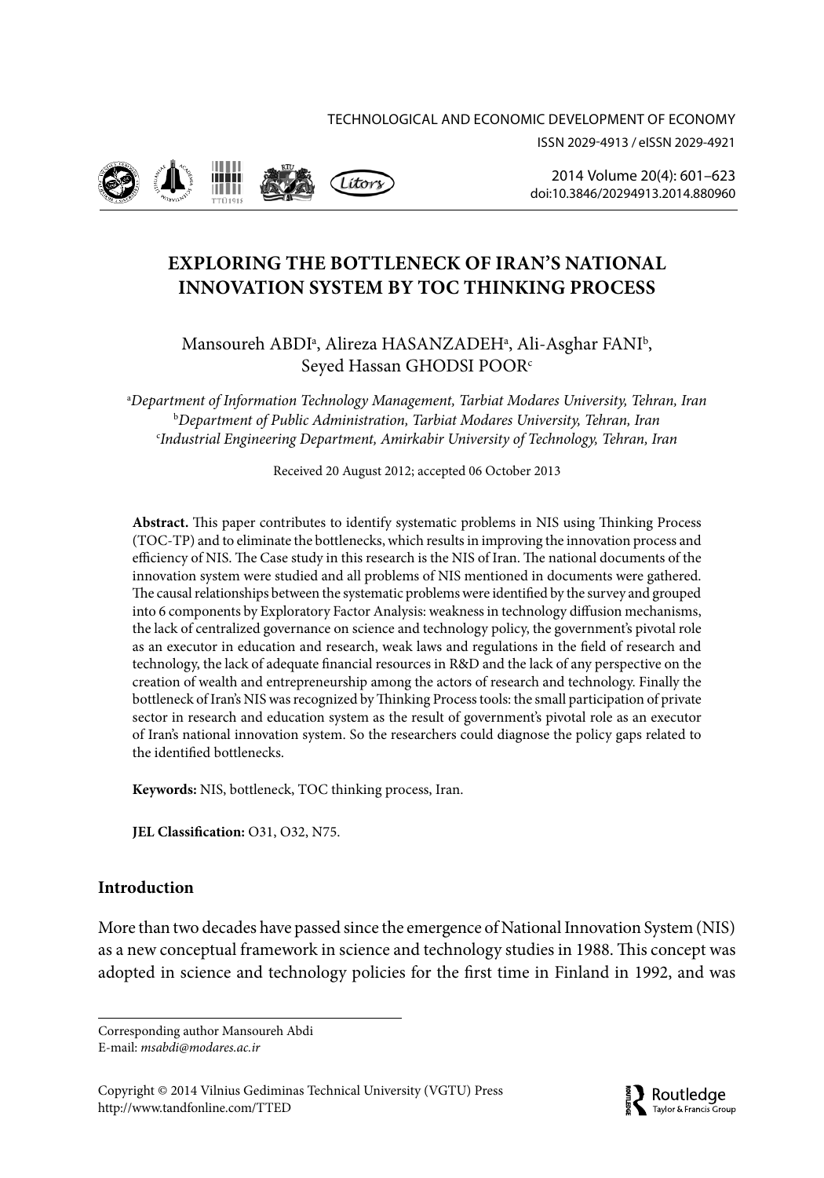# EXPLORING THE BOTTLENECK OF IRAN'S NATIONAL INNOVATION SYSTEM BY TOC THINKING PROCESS

Mansoureh ABDI[a], Alireza HASANZADEH[a], Ali-Asghar FANI[b], Seyed Hassan GHODSI POOR[c]

[a]*Department of Information Technology Management, Tarbiat Modares University, Tehran, Iran*
[b]*Department of Public Administration, Tarbiat Modares University, Tehran, Iran*
[c]*Industrial Engineering Department, Amirkabir University of Technology, Tehran, Iran*

Received 20 August 2012; accepted 06 October 2013

**Abstract.** This paper contributes to identify systematic problems in NIS using Thinking Process (TOC-TP) and to eliminate the bottlenecks, which results in improving the innovation process and efficiency of NIS. The Case study in this research is the NIS of Iran. The national documents of the innovation system were studied and all problems of NIS mentioned in documents were gathered. The causal relationships between the systematic problems were identified by the survey and grouped into 6 components by Exploratory Factor Analysis: weakness in technology diffusion mechanisms, the lack of centralized governance on science and technology policy, the government's pivotal role as an executor in education and research, weak laws and regulations in the field of research and technology, the lack of adequate financial resources in R&D and the lack of any perspective on the creation of wealth and entrepreneurship among the actors of research and technology. Finally the bottleneck of Iran's NIS was recognized by Thinking Process tools: the small participation of private sector in research and education system as the result of government's pivotal role as an executor of Iran's national innovation system. So the researchers could diagnose the policy gaps related to the identified bottlenecks.

**Keywords:** NIS, bottleneck, TOC thinking process, Iran.

**JEL Classification:** O31, O32, N75.

## Introduction

More than two decades have passed since the emergence of National Innovation System (NIS) as a new conceptual framework in science and technology studies in 1988. This concept was adopted in science and technology policies for the first time in Finland in 1992, and was

Corresponding author Mansoureh Abdi
E-mail: *msabdi@modares.ac.ir*

Copyright © 2014 Vilnius Gediminas Technical University (VGTU) Press
http://www.tandfonline.com/TTED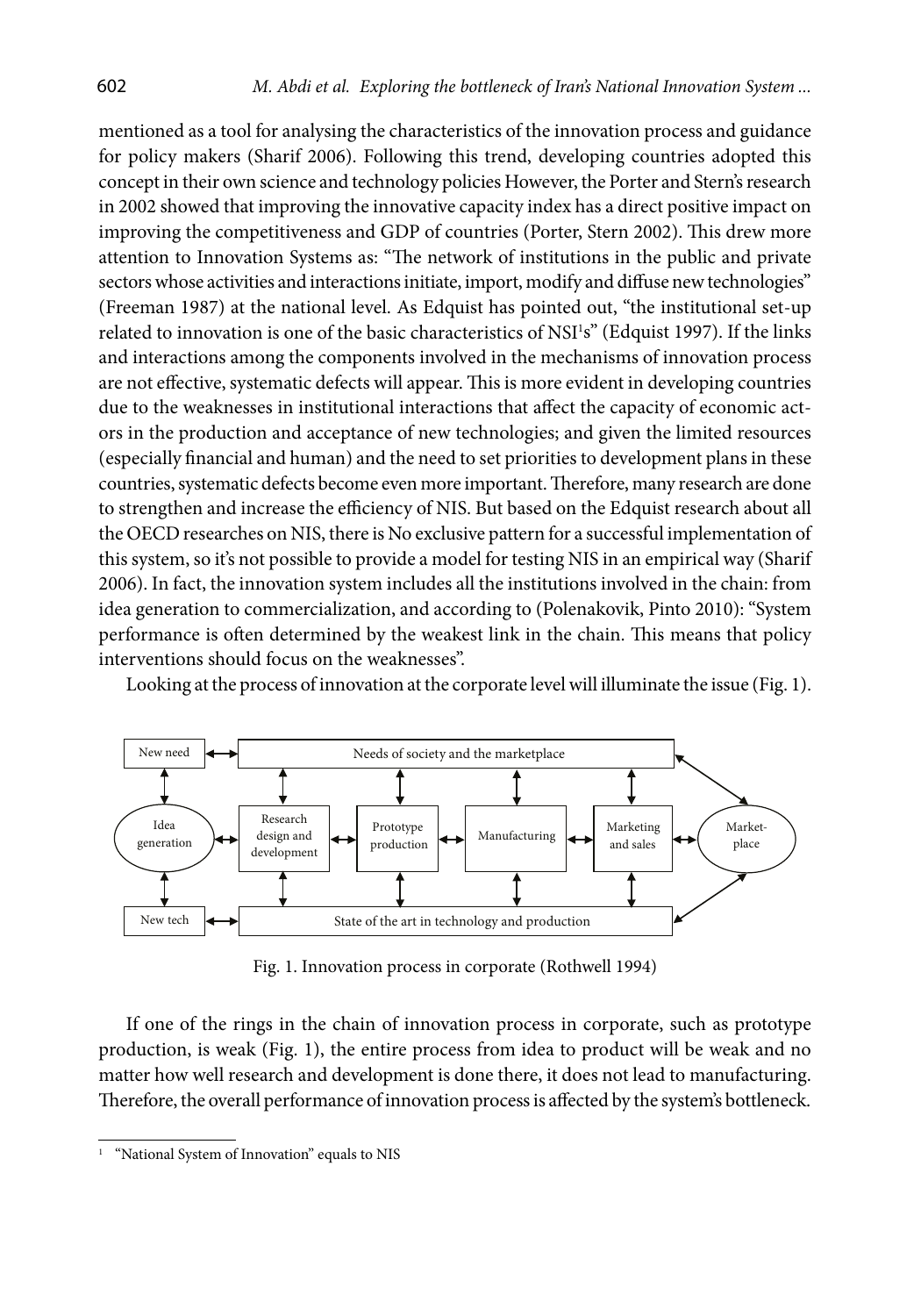mentioned as a tool for analysing the characteristics of the innovation process and guidance for policy makers (Sharif 2006). Following this trend, developing countries adopted this concept in their own science and technology policies However, the Porter and Stern's research in 2002 showed that improving the innovative capacity index has a direct positive impact on improving the competitiveness and GDP of countries (Porter, Stern 2002). This drew more attention to Innovation Systems as: "The network of institutions in the public and private sectors whose activities and interactions initiate, import, modify and diffuse new technologies" (Freeman 1987) at the national level. As Edquist has pointed out, "the institutional set-up related to innovation is one of the basic characteristics of NSI[1]s" (Edquist 1997). If the links and interactions among the components involved in the mechanisms of innovation process are not effective, systematic defects will appear. This is more evident in developing countries due to the weaknesses in institutional interactions that affect the capacity of economic actors in the production and acceptance of new technologies; and given the limited resources (especially financial and human) and the need to set priorities to development plans in these countries, systematic defects become even more important. Therefore, many research are done to strengthen and increase the efficiency of NIS. But based on the Edquist research about all the OECD researches on NIS, there is No exclusive pattern for a successful implementation of this system, so it's not possible to provide a model for testing NIS in an empirical way (Sharif 2006). In fact, the innovation system includes all the institutions involved in the chain: from idea generation to commercialization, and according to (Polenakovik, Pinto 2010): "System performance is often determined by the weakest link in the chain. This means that policy interventions should focus on the weaknesses".

Looking at the process of innovation at the corporate level will illuminate the issue (Fig. 1).

New need ↔ Needs of society and the marketplace

Idea generation ↔ Research design and development ↔ Prototype production ↔ Manufacturing ↔ Marketing and sales ↔ Market-place

New tech ↔ State of the art in technology and production

Fig. 1. Innovation process in corporate (Rothwell 1994)

If one of the rings in the chain of innovation process in corporate, such as prototype production, is weak (Fig. 1), the entire process from idea to product will be weak and no matter how well research and development is done there, it does not lead to manufacturing. Therefore, the overall performance of innovation process is affected by the system's bottleneck.

[1] "National System of Innovation" equals to NIS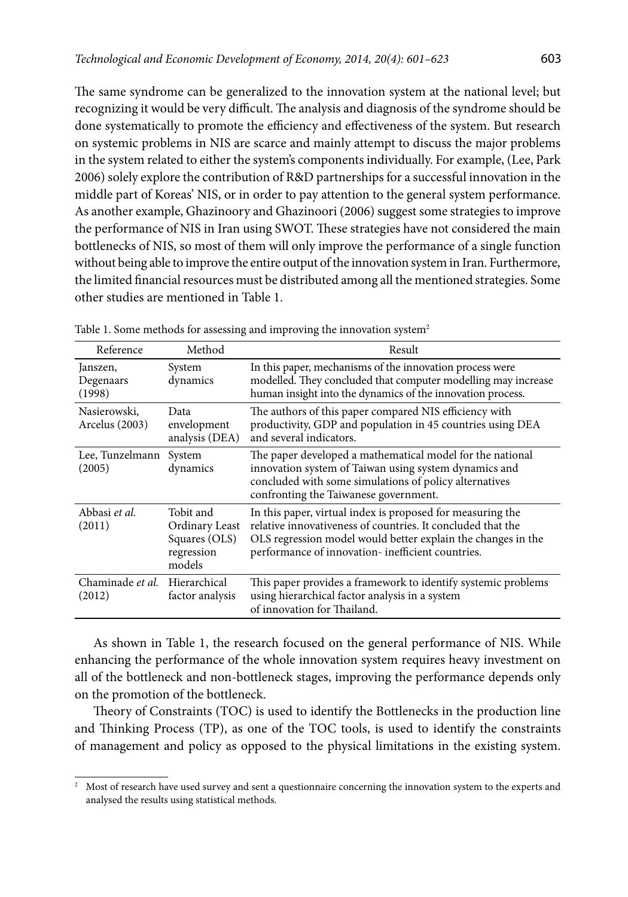The same syndrome can be generalized to the innovation system at the national level; but recognizing it would be very difficult. The analysis and diagnosis of the syndrome should be done systematically to promote the efficiency and effectiveness of the system. But research on systemic problems in NIS are scarce and mainly attempt to discuss the major problems in the system related to either the system's components individually. For example, (Lee, Park 2006) solely explore the contribution of R&D partnerships for a successful innovation in the middle part of Koreas' NIS, or in order to pay attention to the general system performance. As another example, Ghazinoory and Ghazinoori (2006) suggest some strategies to improve the performance of NIS in Iran using SWOT. These strategies have not considered the main bottlenecks of NIS, so most of them will only improve the performance of a single function without being able to improve the entire output of the innovation system in Iran. Furthermore, the limited financial resources must be distributed among all the mentioned strategies. Some other studies are mentioned in Table 1.

Table 1. Some methods for assessing and improving the innovation system[2]

| Reference | Method | Result |
|---|---|---|
| Janszen, Degenaars (1998) | System dynamics | In this paper, mechanisms of the innovation process were modelled. They concluded that computer modelling may increase human insight into the dynamics of the innovation process. |
| Nasierowski, Arcelus (2003) | Data envelopment analysis (DEA) | The authors of this paper compared NIS efficiency with productivity, GDP and population in 45 countries using DEA and several indicators. |
| Lee, Tunzelmann (2005) | System dynamics | The paper developed a mathematical model for the national innovation system of Taiwan using system dynamics and concluded with some simulations of policy alternatives confronting the Taiwanese government. |
| Abbasi *et al.* (2011) | Tobit and Ordinary Least Squares (OLS) regression models | In this paper, virtual index is proposed for measuring the relative innovativeness of countries. It concluded that the OLS regression model would better explain the changes in the performance of innovation- inefficient countries. |
| Chaminade *et al.* (2012) | Hierarchical factor analysis | This paper provides a framework to identify systemic problems using hierarchical factor analysis in a system of innovation for Thailand. |

As shown in Table 1, the research focused on the general performance of NIS. While enhancing the performance of the whole innovation system requires heavy investment on all of the bottleneck and non-bottleneck stages, improving the performance depends only on the promotion of the bottleneck.

Theory of Constraints (TOC) is used to identify the Bottlenecks in the production line and Thinking Process (TP), as one of the TOC tools, is used to identify the constraints of management and policy as opposed to the physical limitations in the existing system.

[2] Most of research have used survey and sent a questionnaire concerning the innovation system to the experts and analysed the results using statistical methods.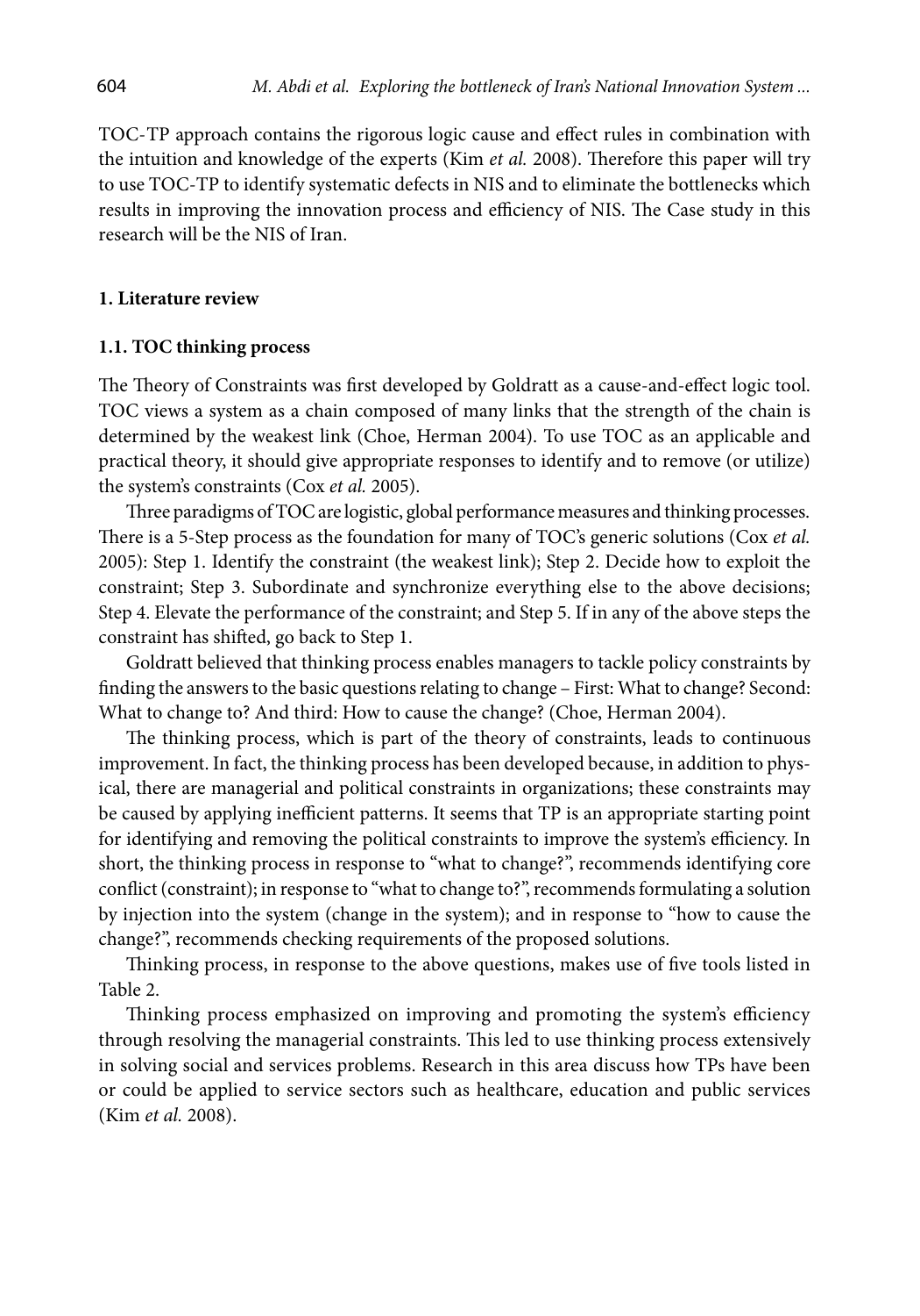TOC-TP approach contains the rigorous logic cause and effect rules in combination with the intuition and knowledge of the experts (Kim *et al.* 2008). Therefore this paper will try to use TOC-TP to identify systematic defects in NIS and to eliminate the bottlenecks which results in improving the innovation process and efficiency of NIS. The Case study in this research will be the NIS of Iran.

## 1. Literature review

### 1.1. TOC thinking process

The Theory of Constraints was first developed by Goldratt as a cause-and-effect logic tool. TOC views a system as a chain composed of many links that the strength of the chain is determined by the weakest link (Choe, Herman 2004). To use TOC as an applicable and practical theory, it should give appropriate responses to identify and to remove (or utilize) the system's constraints (Cox *et al.* 2005).

Three paradigms of TOC are logistic, global performance measures and thinking processes. There is a 5-Step process as the foundation for many of TOC's generic solutions (Cox *et al.* 2005): Step 1. Identify the constraint (the weakest link); Step 2. Decide how to exploit the constraint; Step 3. Subordinate and synchronize everything else to the above decisions; Step 4. Elevate the performance of the constraint; and Step 5. If in any of the above steps the constraint has shifted, go back to Step 1.

Goldratt believed that thinking process enables managers to tackle policy constraints by finding the answers to the basic questions relating to change – First: What to change? Second: What to change to? And third: How to cause the change? (Choe, Herman 2004).

The thinking process, which is part of the theory of constraints, leads to continuous improvement. In fact, the thinking process has been developed because, in addition to physical, there are managerial and political constraints in organizations; these constraints may be caused by applying inefficient patterns. It seems that TP is an appropriate starting point for identifying and removing the political constraints to improve the system's efficiency. In short, the thinking process in response to "what to change?", recommends identifying core conflict (constraint); in response to "what to change to?", recommends formulating a solution by injection into the system (change in the system); and in response to "how to cause the change?", recommends checking requirements of the proposed solutions.

Thinking process, in response to the above questions, makes use of five tools listed in Table 2.

Thinking process emphasized on improving and promoting the system's efficiency through resolving the managerial constraints. This led to use thinking process extensively in solving social and services problems. Research in this area discuss how TPs have been or could be applied to service sectors such as healthcare, education and public services (Kim *et al.* 2008).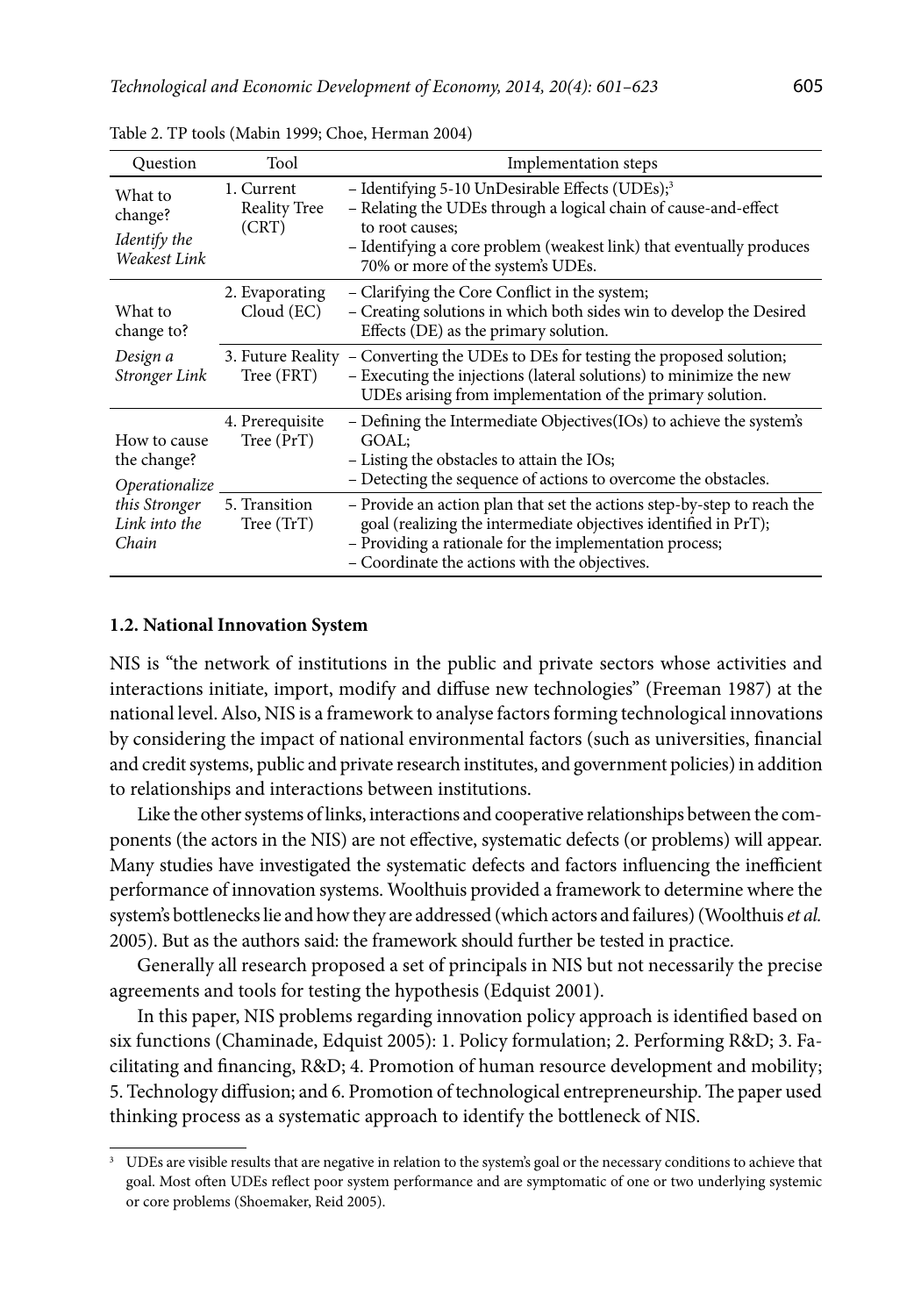Table 2. TP tools (Mabin 1999; Choe, Herman 2004)

| Question | Tool | Implementation steps |
|---|---|---|
| What to change? *Identify the Weakest Link* | 1. Current Reality Tree (CRT) | – Identifying 5-10 UnDesirable Effects (UDEs);[3] – Relating the UDEs through a logical chain of cause-and-effect to root causes; – Identifying a core problem (weakest link) that eventually produces 70% or more of the system's UDEs. |
| What to change to? *Design a Stronger Link* | 2. Evaporating Cloud (EC) | – Clarifying the Core Conflict in the system; – Creating solutions in which both sides win to develop the Desired Effects (DE) as the primary solution. |
| | 3. Future Reality Tree (FRT) | – Converting the UDEs to DEs for testing the proposed solution; – Executing the injections (lateral solutions) to minimize the new UDEs arising from implementation of the primary solution. |
| How to cause the change? *Operationalize this Stronger Link into the Chain* | 4. Prerequisite Tree (PrT) | – Defining the Intermediate Objectives(IOs) to achieve the system's GOAL; – Listing the obstacles to attain the IOs; – Detecting the sequence of actions to overcome the obstacles. |
| | 5. Transition Tree (TrT) | – Provide an action plan that set the actions step-by-step to reach the goal (realizing the intermediate objectives identified in PrT); – Providing a rationale for the implementation process; – Coordinate the actions with the objectives. |

### 1.2. National Innovation System

NIS is "the network of institutions in the public and private sectors whose activities and interactions initiate, import, modify and diffuse new technologies" (Freeman 1987) at the national level. Also, NIS is a framework to analyse factors forming technological innovations by considering the impact of national environmental factors (such as universities, financial and credit systems, public and private research institutes, and government policies) in addition to relationships and interactions between institutions.

Like the other systems of links, interactions and cooperative relationships between the components (the actors in the NIS) are not effective, systematic defects (or problems) will appear. Many studies have investigated the systematic defects and factors influencing the inefficient performance of innovation systems. Woolthuis provided a framework to determine where the system's bottlenecks lie and how they are addressed (which actors and failures) (Woolthuis *et al.* 2005). But as the authors said: the framework should further be tested in practice.

Generally all research proposed a set of principals in NIS but not necessarily the precise agreements and tools for testing the hypothesis (Edquist 2001).

In this paper, NIS problems regarding innovation policy approach is identified based on six functions (Chaminade, Edquist 2005): 1. Policy formulation; 2. Performing R&D; 3. Facilitating and financing, R&D; 4. Promotion of human resource development and mobility; 5. Technology diffusion; and 6. Promotion of technological entrepreneurship. The paper used thinking process as a systematic approach to identify the bottleneck of NIS.

[3] UDEs are visible results that are negative in relation to the system's goal or the necessary conditions to achieve that goal. Most often UDEs reflect poor system performance and are symptomatic of one or two underlying systemic or core problems (Shoemaker, Reid 2005).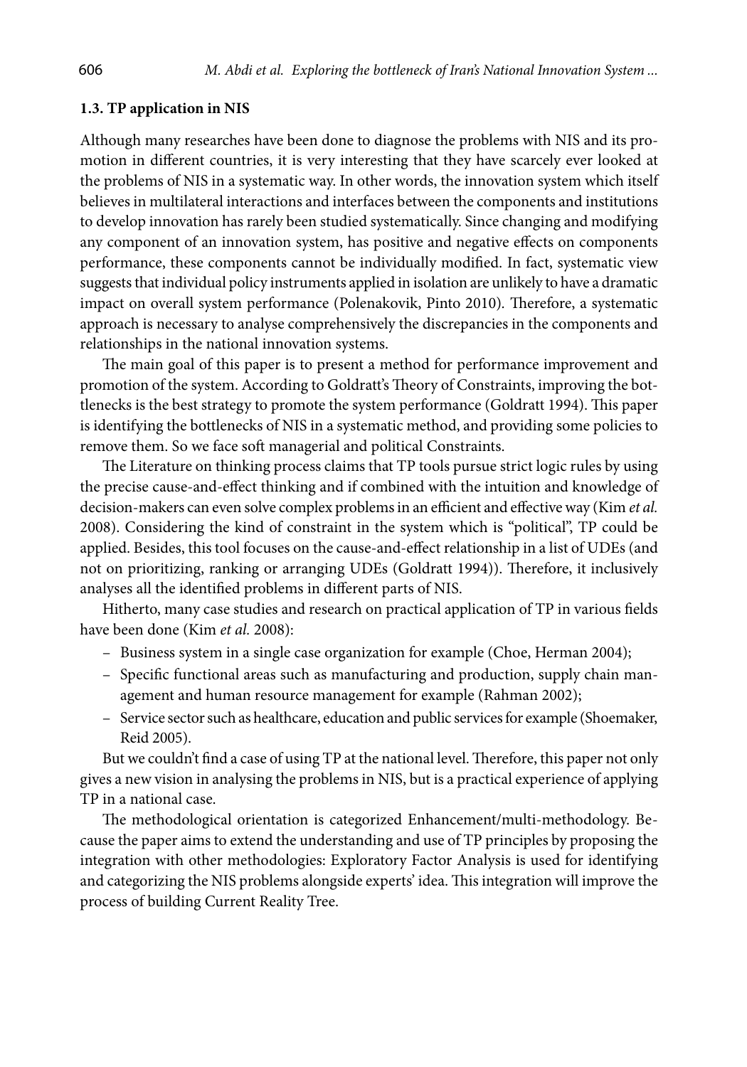### 1.3. TP application in NIS

Although many researches have been done to diagnose the problems with NIS and its promotion in different countries, it is very interesting that they have scarcely ever looked at the problems of NIS in a systematic way. In other words, the innovation system which itself believes in multilateral interactions and interfaces between the components and institutions to develop innovation has rarely been studied systematically. Since changing and modifying any component of an innovation system, has positive and negative effects on components performance, these components cannot be individually modified. In fact, systematic view suggests that individual policy instruments applied in isolation are unlikely to have a dramatic impact on overall system performance (Polenakovik, Pinto 2010). Therefore, a systematic approach is necessary to analyse comprehensively the discrepancies in the components and relationships in the national innovation systems.

The main goal of this paper is to present a method for performance improvement and promotion of the system. According to Goldratt's Theory of Constraints, improving the bottlenecks is the best strategy to promote the system performance (Goldratt 1994). This paper is identifying the bottlenecks of NIS in a systematic method, and providing some policies to remove them. So we face soft managerial and political Constraints.

The Literature on thinking process claims that TP tools pursue strict logic rules by using the precise cause-and-effect thinking and if combined with the intuition and knowledge of decision-makers can even solve complex problems in an efficient and effective way (Kim *et al.* 2008). Considering the kind of constraint in the system which is "political", TP could be applied. Besides, this tool focuses on the cause-and-effect relationship in a list of UDEs (and not on prioritizing, ranking or arranging UDEs (Goldratt 1994)). Therefore, it inclusively analyses all the identified problems in different parts of NIS.

Hitherto, many case studies and research on practical application of TP in various fields have been done (Kim *et al.* 2008):

- Business system in a single case organization for example (Choe, Herman 2004);
- Specific functional areas such as manufacturing and production, supply chain management and human resource management for example (Rahman 2002);
- Service sector such as healthcare, education and public services for example (Shoemaker, Reid 2005).

But we couldn't find a case of using TP at the national level. Therefore, this paper not only gives a new vision in analysing the problems in NIS, but is a practical experience of applying TP in a national case.

The methodological orientation is categorized Enhancement/multi-methodology. Because the paper aims to extend the understanding and use of TP principles by proposing the integration with other methodologies: Exploratory Factor Analysis is used for identifying and categorizing the NIS problems alongside experts' idea. This integration will improve the process of building Current Reality Tree.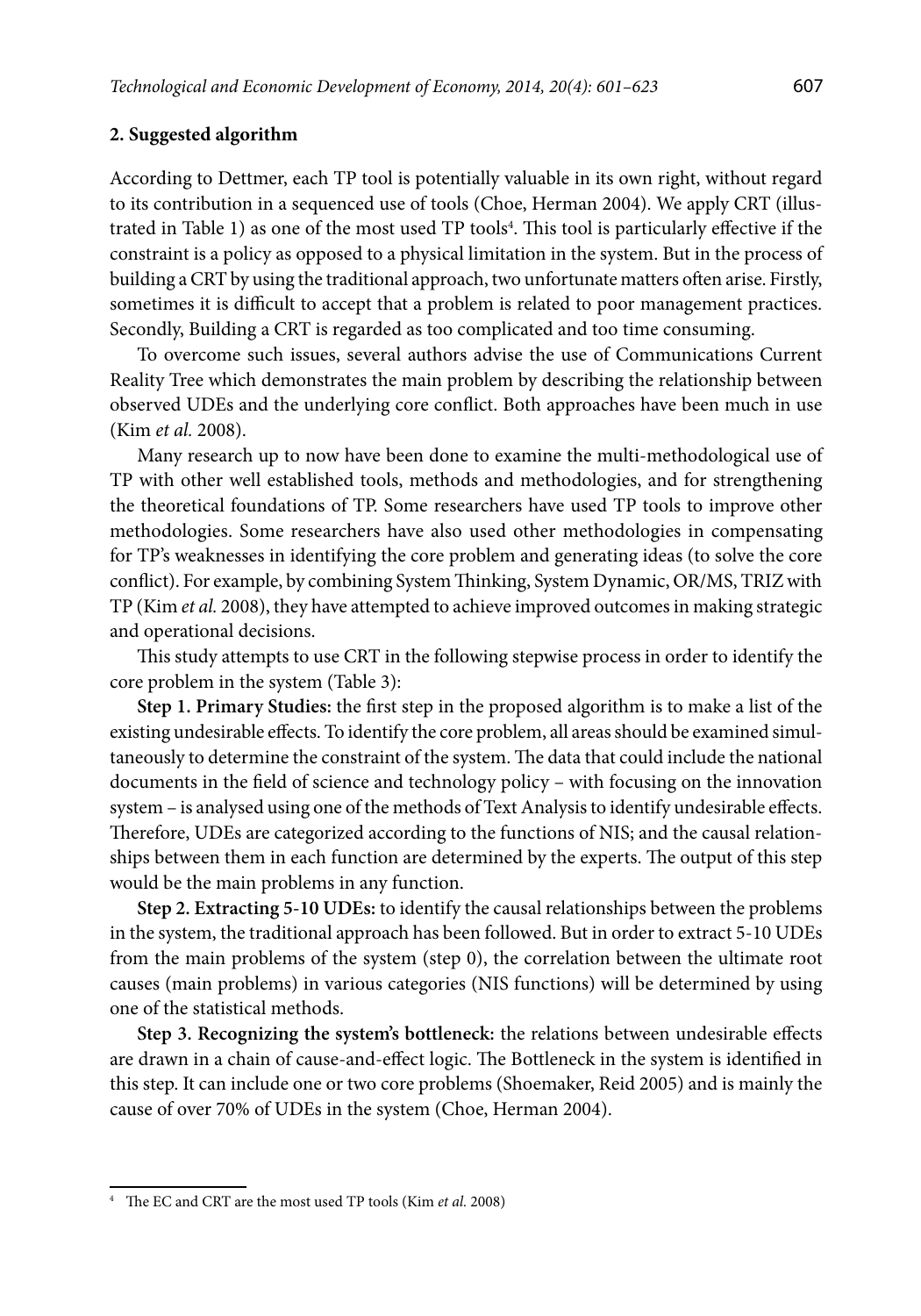## 2. Suggested algorithm

According to Dettmer, each TP tool is potentially valuable in its own right, without regard to its contribution in a sequenced use of tools (Choe, Herman 2004). We apply CRT (illustrated in Table 1) as one of the most used TP tools[4]. This tool is particularly effective if the constraint is a policy as opposed to a physical limitation in the system. But in the process of building a CRT by using the traditional approach, two unfortunate matters often arise. Firstly, sometimes it is difficult to accept that a problem is related to poor management practices. Secondly, Building a CRT is regarded as too complicated and too time consuming.

To overcome such issues, several authors advise the use of Communications Current Reality Tree which demonstrates the main problem by describing the relationship between observed UDEs and the underlying core conflict. Both approaches have been much in use (Kim *et al.* 2008).

Many research up to now have been done to examine the multi-methodological use of TP with other well established tools, methods and methodologies, and for strengthening the theoretical foundations of TP. Some researchers have used TP tools to improve other methodologies. Some researchers have also used other methodologies in compensating for TP's weaknesses in identifying the core problem and generating ideas (to solve the core conflict). For example, by combining System Thinking, System Dynamic, OR/MS, TRIZ with TP (Kim *et al.* 2008), they have attempted to achieve improved outcomes in making strategic and operational decisions.

This study attempts to use CRT in the following stepwise process in order to identify the core problem in the system (Table 3):

**Step 1. Primary Studies:** the first step in the proposed algorithm is to make a list of the existing undesirable effects. To identify the core problem, all areas should be examined simultaneously to determine the constraint of the system. The data that could include the national documents in the field of science and technology policy – with focusing on the innovation system – is analysed using one of the methods of Text Analysis to identify undesirable effects. Therefore, UDEs are categorized according to the functions of NIS; and the causal relationships between them in each function are determined by the experts. The output of this step would be the main problems in any function.

**Step 2. Extracting 5-10 UDEs:** to identify the causal relationships between the problems in the system, the traditional approach has been followed. But in order to extract 5-10 UDEs from the main problems of the system (step 0), the correlation between the ultimate root causes (main problems) in various categories (NIS functions) will be determined by using one of the statistical methods.

**Step 3. Recognizing the system's bottleneck:** the relations between undesirable effects are drawn in a chain of cause-and-effect logic. The Bottleneck in the system is identified in this step. It can include one or two core problems (Shoemaker, Reid 2005) and is mainly the cause of over 70% of UDEs in the system (Choe, Herman 2004).

[4] The EC and CRT are the most used TP tools (Kim *et al.* 2008)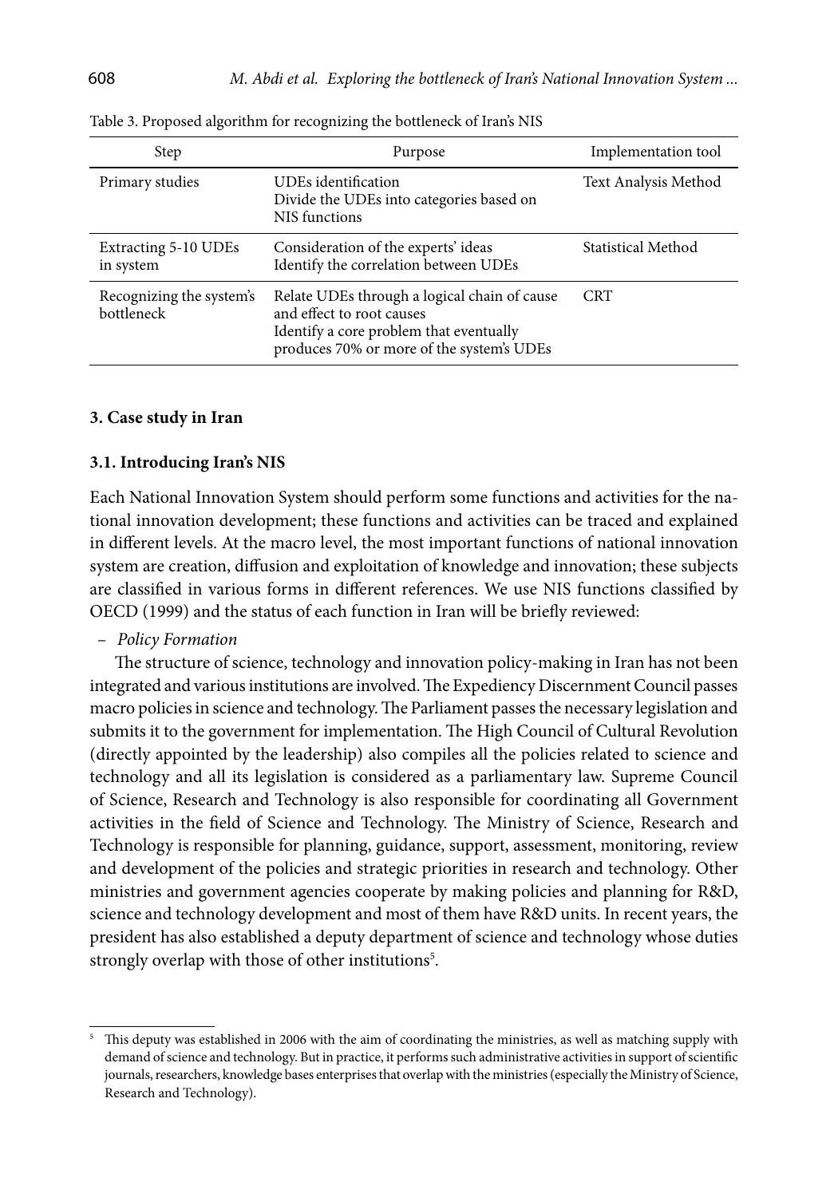Table 3. Proposed algorithm for recognizing the bottleneck of Iran's NIS

| Step | Purpose | Implementation tool |
|---|---|---|
| Primary studies | UDEs identification<br>Divide the UDEs into categories based on NIS functions | Text Analysis Method |
| Extracting 5-10 UDEs in system | Consideration of the experts' ideas<br>Identify the correlation between UDEs | Statistical Method |
| Recognizing the system's bottleneck | Relate UDEs through a logical chain of cause and effect to root causes<br>Identify a core problem that eventually produces 70% or more of the system's UDEs | CRT |

### 3. Case study in Iran

#### 3.1. Introducing Iran's NIS

Each National Innovation System should perform some functions and activities for the national innovation development; these functions and activities can be traced and explained in different levels. At the macro level, the most important functions of national innovation system are creation, diffusion and exploitation of knowledge and innovation; these subjects are classified in various forms in different references. We use NIS functions classified by OECD (1999) and the status of each function in Iran will be briefly reviewed:

– *Policy Formation*

The structure of science, technology and innovation policy-making in Iran has not been integrated and various institutions are involved. The Expediency Discernment Council passes macro policies in science and technology. The Parliament passes the necessary legislation and submits it to the government for implementation. The High Council of Cultural Revolution (directly appointed by the leadership) also compiles all the policies related to science and technology and all its legislation is considered as a parliamentary law. Supreme Council of Science, Research and Technology is also responsible for coordinating all Government activities in the field of Science and Technology. The Ministry of Science, Research and Technology is responsible for planning, guidance, support, assessment, monitoring, review and development of the policies and strategic priorities in research and technology. Other ministries and government agencies cooperate by making policies and planning for R&D, science and technology development and most of them have R&D units. In recent years, the president has also established a deputy department of science and technology whose duties strongly overlap with those of other institutions[5].

[5] This deputy was established in 2006 with the aim of coordinating the ministries, as well as matching supply with demand of science and technology. But in practice, it performs such administrative activities in support of scientific journals, researchers, knowledge bases enterprises that overlap with the ministries (especially the Ministry of Science, Research and Technology).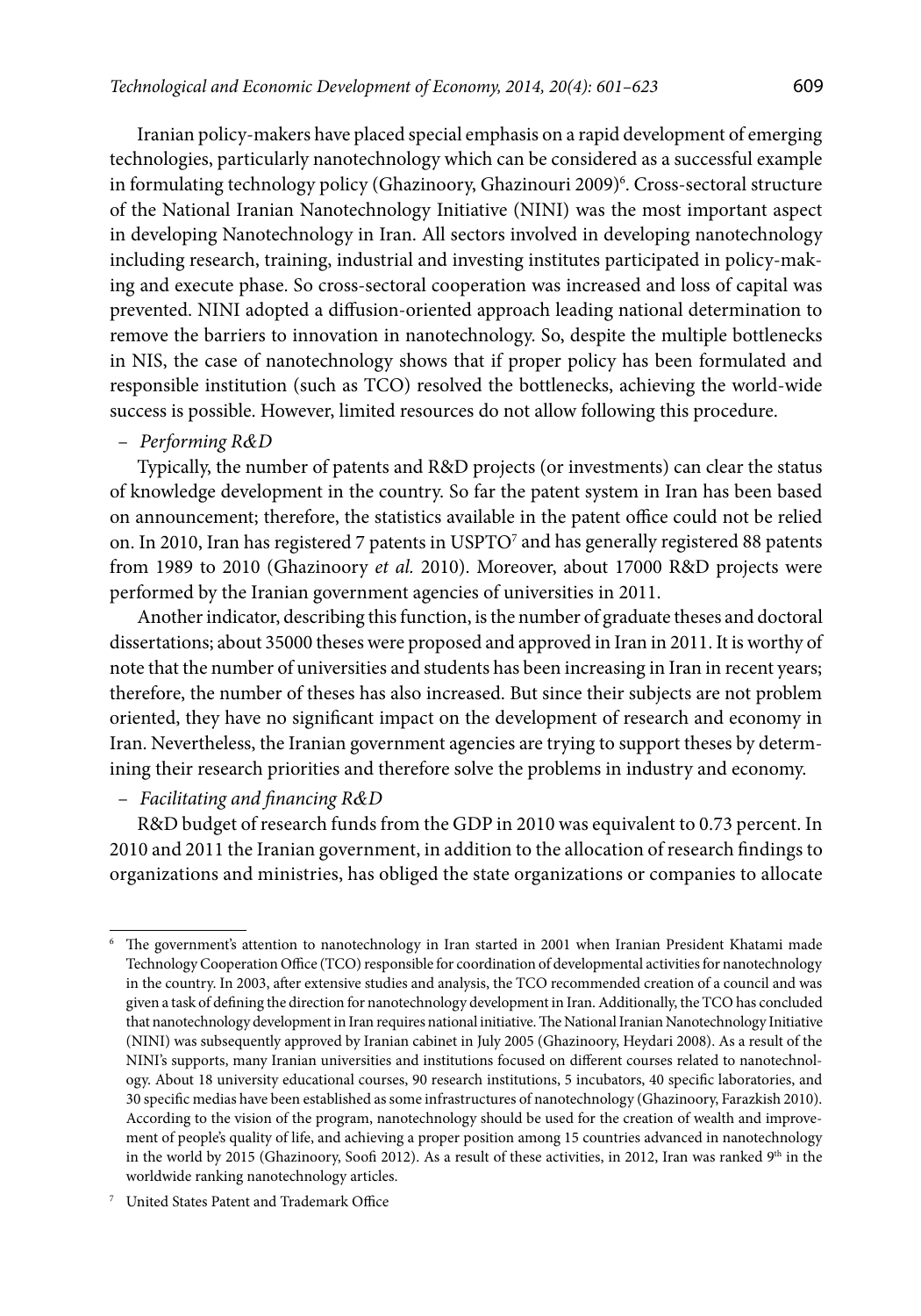Iranian policy-makers have placed special emphasis on a rapid development of emerging technologies, particularly nanotechnology which can be considered as a successful example in formulating technology policy (Ghazinoory, Ghazinouri 2009)[6]. Cross-sectoral structure of the National Iranian Nanotechnology Initiative (NINI) was the most important aspect in developing Nanotechnology in Iran. All sectors involved in developing nanotechnology including research, training, industrial and investing institutes participated in policy-making and execute phase. So cross-sectoral cooperation was increased and loss of capital was prevented. NINI adopted a diffusion-oriented approach leading national determination to remove the barriers to innovation in nanotechnology. So, despite the multiple bottlenecks in NIS, the case of nanotechnology shows that if proper policy has been formulated and responsible institution (such as TCO) resolved the bottlenecks, achieving the world-wide success is possible. However, limited resources do not allow following this procedure.

– *Performing R&D*

Typically, the number of patents and R&D projects (or investments) can clear the status of knowledge development in the country. So far the patent system in Iran has been based on announcement; therefore, the statistics available in the patent office could not be relied on. In 2010, Iran has registered 7 patents in USPTO[7] and has generally registered 88 patents from 1989 to 2010 (Ghazinoory *et al.* 2010). Moreover, about 17000 R&D projects were performed by the Iranian government agencies of universities in 2011.

Another indicator, describing this function, is the number of graduate theses and doctoral dissertations; about 35000 theses were proposed and approved in Iran in 2011. It is worthy of note that the number of universities and students has been increasing in Iran in recent years; therefore, the number of theses has also increased. But since their subjects are not problem oriented, they have no significant impact on the development of research and economy in Iran. Nevertheless, the Iranian government agencies are trying to support theses by determining their research priorities and therefore solve the problems in industry and economy.

– *Facilitating and financing R&D*

R&D budget of research funds from the GDP in 2010 was equivalent to 0.73 percent. In 2010 and 2011 the Iranian government, in addition to the allocation of research findings to organizations and ministries, has obliged the state organizations or companies to allocate

---

[6] The government's attention to nanotechnology in Iran started in 2001 when Iranian President Khatami made Technology Cooperation Office (TCO) responsible for coordination of developmental activities for nanotechnology in the country. In 2003, after extensive studies and analysis, the TCO recommended creation of a council and was given a task of defining the direction for nanotechnology development in Iran. Additionally, the TCO has concluded that nanotechnology development in Iran requires national initiative. The National Iranian Nanotechnology Initiative (NINI) was subsequently approved by Iranian cabinet in July 2005 (Ghazinoory, Heydari 2008). As a result of the NINI's supports, many Iranian universities and institutions focused on different courses related to nanotechnology. About 18 university educational courses, 90 research institutions, 5 incubators, 40 specific laboratories, and 30 specific medias have been established as some infrastructures of nanotechnology (Ghazinoory, Farazkish 2010). According to the vision of the program, nanotechnology should be used for the creation of wealth and improvement of people's quality of life, and achieving a proper position among 15 countries advanced in nanotechnology in the world by 2015 (Ghazinoory, Soofi 2012). As a result of these activities, in 2012, Iran was ranked 9th in the worldwide ranking nanotechnology articles.

[7] United States Patent and Trademark Office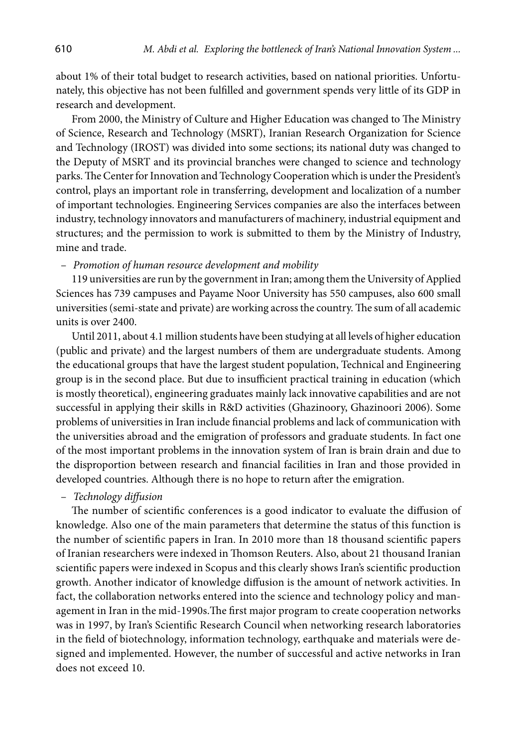about 1% of their total budget to research activities, based on national priorities. Unfortunately, this objective has not been fulfilled and government spends very little of its GDP in research and development.

From 2000, the Ministry of Culture and Higher Education was changed to The Ministry of Science, Research and Technology (MSRT), Iranian Research Organization for Science and Technology (IROST) was divided into some sections; its national duty was changed to the Deputy of MSRT and its provincial branches were changed to science and technology parks. The Center for Innovation and Technology Cooperation which is under the President's control, plays an important role in transferring, development and localization of a number of important technologies. Engineering Services companies are also the interfaces between industry, technology innovators and manufacturers of machinery, industrial equipment and structures; and the permission to work is submitted to them by the Ministry of Industry, mine and trade.

– *Promotion of human resource development and mobility*

119 universities are run by the government in Iran; among them the University of Applied Sciences has 739 campuses and Payame Noor University has 550 campuses, also 600 small universities (semi-state and private) are working across the country. The sum of all academic units is over 2400.

Until 2011, about 4.1 million students have been studying at all levels of higher education (public and private) and the largest numbers of them are undergraduate students. Among the educational groups that have the largest student population, Technical and Engineering group is in the second place. But due to insufficient practical training in education (which is mostly theoretical), engineering graduates mainly lack innovative capabilities and are not successful in applying their skills in R&D activities (Ghazinoory, Ghazinoori 2006). Some problems of universities in Iran include financial problems and lack of communication with the universities abroad and the emigration of professors and graduate students. In fact one of the most important problems in the innovation system of Iran is brain drain and due to the disproportion between research and financial facilities in Iran and those provided in developed countries. Although there is no hope to return after the emigration.

– *Technology diffusion*

The number of scientific conferences is a good indicator to evaluate the diffusion of knowledge. Also one of the main parameters that determine the status of this function is the number of scientific papers in Iran. In 2010 more than 18 thousand scientific papers of Iranian researchers were indexed in Thomson Reuters. Also, about 21 thousand Iranian scientific papers were indexed in Scopus and this clearly shows Iran's scientific production growth. Another indicator of knowledge diffusion is the amount of network activities. In fact, the collaboration networks entered into the science and technology policy and management in Iran in the mid-1990s.The first major program to create cooperation networks was in 1997, by Iran's Scientific Research Council when networking research laboratories in the field of biotechnology, information technology, earthquake and materials were designed and implemented. However, the number of successful and active networks in Iran does not exceed 10.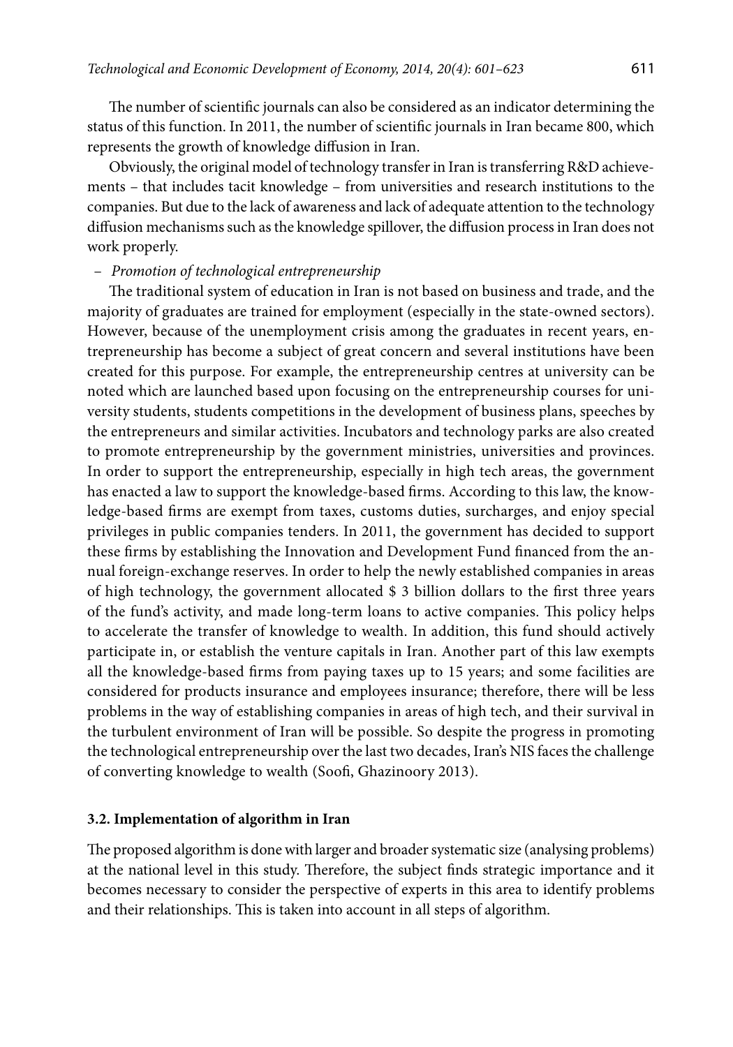The number of scientific journals can also be considered as an indicator determining the status of this function. In 2011, the number of scientific journals in Iran became 800, which represents the growth of knowledge diffusion in Iran.

Obviously, the original model of technology transfer in Iran is transferring R&D achievements – that includes tacit knowledge – from universities and research institutions to the companies. But due to the lack of awareness and lack of adequate attention to the technology diffusion mechanisms such as the knowledge spillover, the diffusion process in Iran does not work properly.

– *Promotion of technological entrepreneurship*

The traditional system of education in Iran is not based on business and trade, and the majority of graduates are trained for employment (especially in the state-owned sectors). However, because of the unemployment crisis among the graduates in recent years, entrepreneurship has become a subject of great concern and several institutions have been created for this purpose. For example, the entrepreneurship centres at university can be noted which are launched based upon focusing on the entrepreneurship courses for university students, students competitions in the development of business plans, speeches by the entrepreneurs and similar activities. Incubators and technology parks are also created to promote entrepreneurship by the government ministries, universities and provinces. In order to support the entrepreneurship, especially in high tech areas, the government has enacted a law to support the knowledge-based firms. According to this law, the knowledge-based firms are exempt from taxes, customs duties, surcharges, and enjoy special privileges in public companies tenders. In 2011, the government has decided to support these firms by establishing the Innovation and Development Fund financed from the annual foreign-exchange reserves. In order to help the newly established companies in areas of high technology, the government allocated $ 3 billion dollars to the first three years of the fund's activity, and made long-term loans to active companies. This policy helps to accelerate the transfer of knowledge to wealth. In addition, this fund should actively participate in, or establish the venture capitals in Iran. Another part of this law exempts all the knowledge-based firms from paying taxes up to 15 years; and some facilities are considered for products insurance and employees insurance; therefore, there will be less problems in the way of establishing companies in areas of high tech, and their survival in the turbulent environment of Iran will be possible. So despite the progress in promoting the technological entrepreneurship over the last two decades, Iran's NIS faces the challenge of converting knowledge to wealth (Soofi, Ghazinoory 2013).

### 3.2. Implementation of algorithm in Iran

The proposed algorithm is done with larger and broader systematic size (analysing problems) at the national level in this study. Therefore, the subject finds strategic importance and it becomes necessary to consider the perspective of experts in this area to identify problems and their relationships. This is taken into account in all steps of algorithm.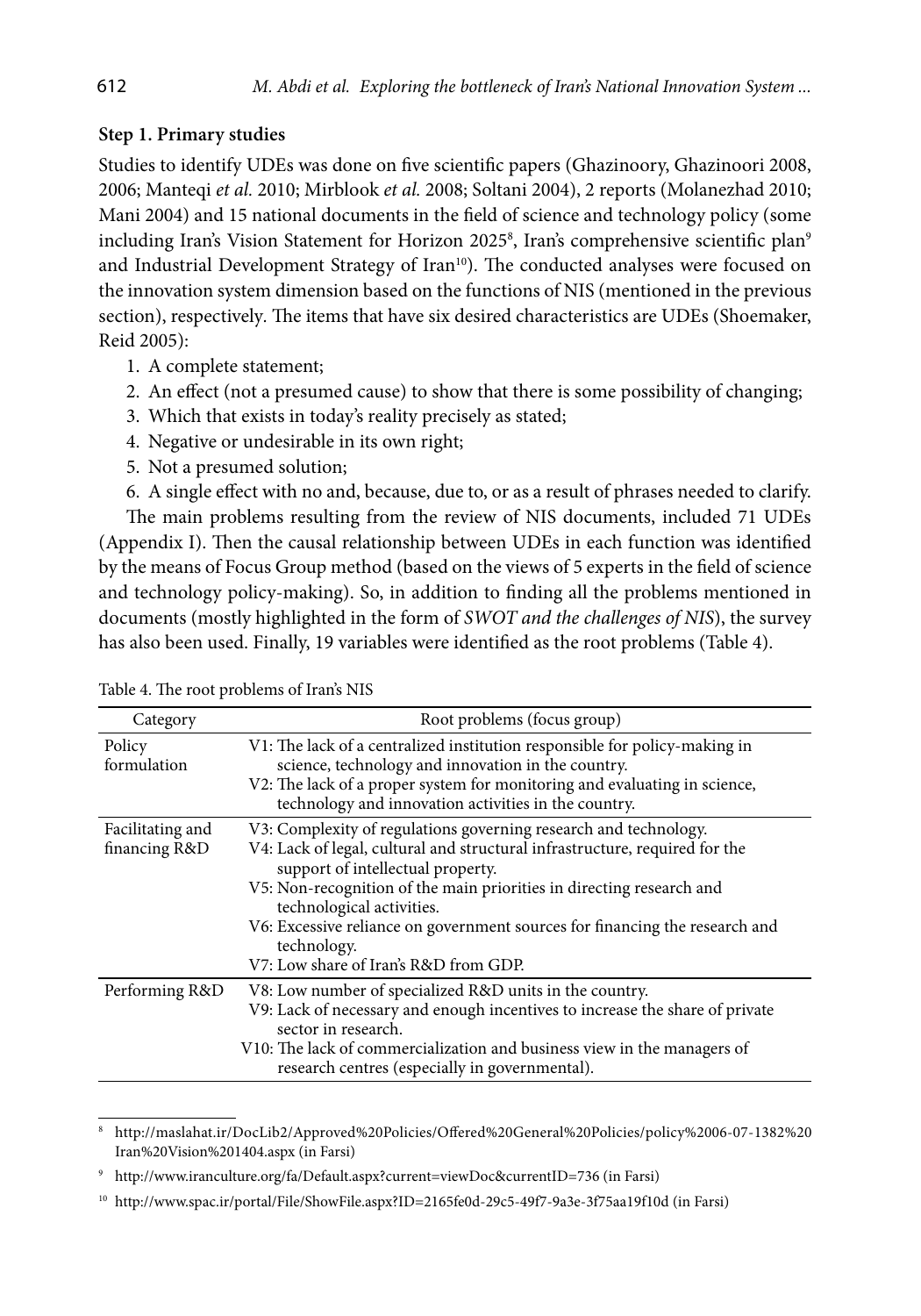**Step 1. Primary studies**

Studies to identify UDEs was done on five scientific papers (Ghazinoory, Ghazinoori 2008, 2006; Manteqi *et al.* 2010; Mirblook *et al.* 2008; Soltani 2004), 2 reports (Molanezhad 2010; Mani 2004) and 15 national documents in the field of science and technology policy (some including Iran's Vision Statement for Horizon 2025[8], Iran's comprehensive scientific plan[9] and Industrial Development Strategy of Iran[10]). The conducted analyses were focused on the innovation system dimension based on the functions of NIS (mentioned in the previous section), respectively. The items that have six desired characteristics are UDEs (Shoemaker, Reid 2005):

1. A complete statement;
2. An effect (not a presumed cause) to show that there is some possibility of changing;
3. Which that exists in today's reality precisely as stated;
4. Negative or undesirable in its own right;
5. Not a presumed solution;
6. A single effect with no and, because, due to, or as a result of phrases needed to clarify.

The main problems resulting from the review of NIS documents, included 71 UDEs (Appendix I). Then the causal relationship between UDEs in each function was identified by the means of Focus Group method (based on the views of 5 experts in the field of science and technology policy-making). So, in addition to finding all the problems mentioned in documents (mostly highlighted in the form of *SWOT and the challenges of NIS*), the survey has also been used. Finally, 19 variables were identified as the root problems (Table 4).

Table 4. The root problems of Iran's NIS

| Category | Root problems (focus group) |
|---|---|
| Policy formulation | V1: The lack of a centralized institution responsible for policy-making in science, technology and innovation in the country.<br>V2: The lack of a proper system for monitoring and evaluating in science, technology and innovation activities in the country. |
| Facilitating and financing R&D | V3: Complexity of regulations governing research and technology.<br>V4: Lack of legal, cultural and structural infrastructure, required for the support of intellectual property.<br>V5: Non-recognition of the main priorities in directing research and technological activities.<br>V6: Excessive reliance on government sources for financing the research and technology.<br>V7: Low share of Iran's R&D from GDP. |
| Performing R&D | V8: Low number of specialized R&D units in the country.<br>V9: Lack of necessary and enough incentives to increase the share of private sector in research.<br>V10: The lack of commercialization and business view in the managers of research centres (especially in governmental). |

[8] http://maslahat.ir/DocLib2/Approved%20Policies/Offered%20General%20Policies/policy%2006-07-1382%20Iran%20Vision%201404.aspx (in Farsi)

[9] http://www.iranculture.org/fa/Default.aspx?current=viewDoc&currentID=736 (in Farsi)

[10] http://www.spac.ir/portal/File/ShowFile.aspx?ID=2165fe0d-29c5-49f7-9a3e-3f75aa19f10d (in Farsi)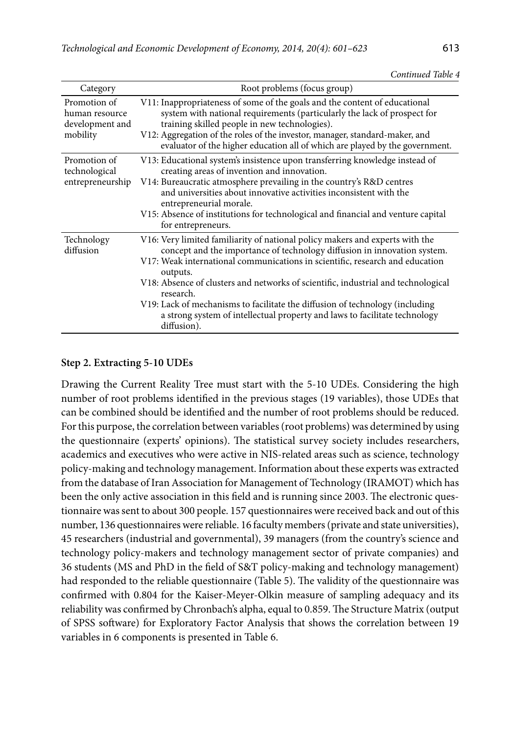*Continued Table 4*

| Category | Root problems (focus group) |
|---|---|
| Promotion of human resource development and mobility | V11: Inappropriateness of some of the goals and the content of educational system with national requirements (particularly the lack of prospect for training skilled people in new technologies).<br>V12: Aggregation of the roles of the investor, manager, standard-maker, and evaluator of the higher education all of which are played by the government. |
| Promotion of technological entrepreneurship | V13: Educational system's insistence upon transferring knowledge instead of creating areas of invention and innovation.<br>V14: Bureaucratic atmosphere prevailing in the country's R&D centres and universities about innovative activities inconsistent with the entrepreneurial morale.<br>V15: Absence of institutions for technological and financial and venture capital for entrepreneurs. |
| Technology diffusion | V16: Very limited familiarity of national policy makers and experts with the concept and the importance of technology diffusion in innovation system.<br>V17: Weak international communications in scientific, research and education outputs.<br>V18: Absence of clusters and networks of scientific, industrial and technological research.<br>V19: Lack of mechanisms to facilitate the diffusion of technology (including a strong system of intellectual property and laws to facilitate technology diffusion). |

**Step 2. Extracting 5-10 UDEs**

Drawing the Current Reality Tree must start with the 5-10 UDEs. Considering the high number of root problems identified in the previous stages (19 variables), those UDEs that can be combined should be identified and the number of root problems should be reduced. For this purpose, the correlation between variables (root problems) was determined by using the questionnaire (experts' opinions). The statistical survey society includes researchers, academics and executives who were active in NIS-related areas such as science, technology policy-making and technology management. Information about these experts was extracted from the database of Iran Association for Management of Technology (IRAMOT) which has been the only active association in this field and is running since 2003. The electronic questionnaire was sent to about 300 people. 157 questionnaires were received back and out of this number, 136 questionnaires were reliable. 16 faculty members (private and state universities), 45 researchers (industrial and governmental), 39 managers (from the country's science and technology policy-makers and technology management sector of private companies) and 36 students (MS and PhD in the field of S&T policy-making and technology management) had responded to the reliable questionnaire (Table 5). The validity of the questionnaire was confirmed with 0.804 for the Kaiser-Meyer-Olkin measure of sampling adequacy and its reliability was confirmed by Chronbach's alpha, equal to 0.859. The Structure Matrix (output of SPSS software) for Exploratory Factor Analysis that shows the correlation between 19 variables in 6 components is presented in Table 6.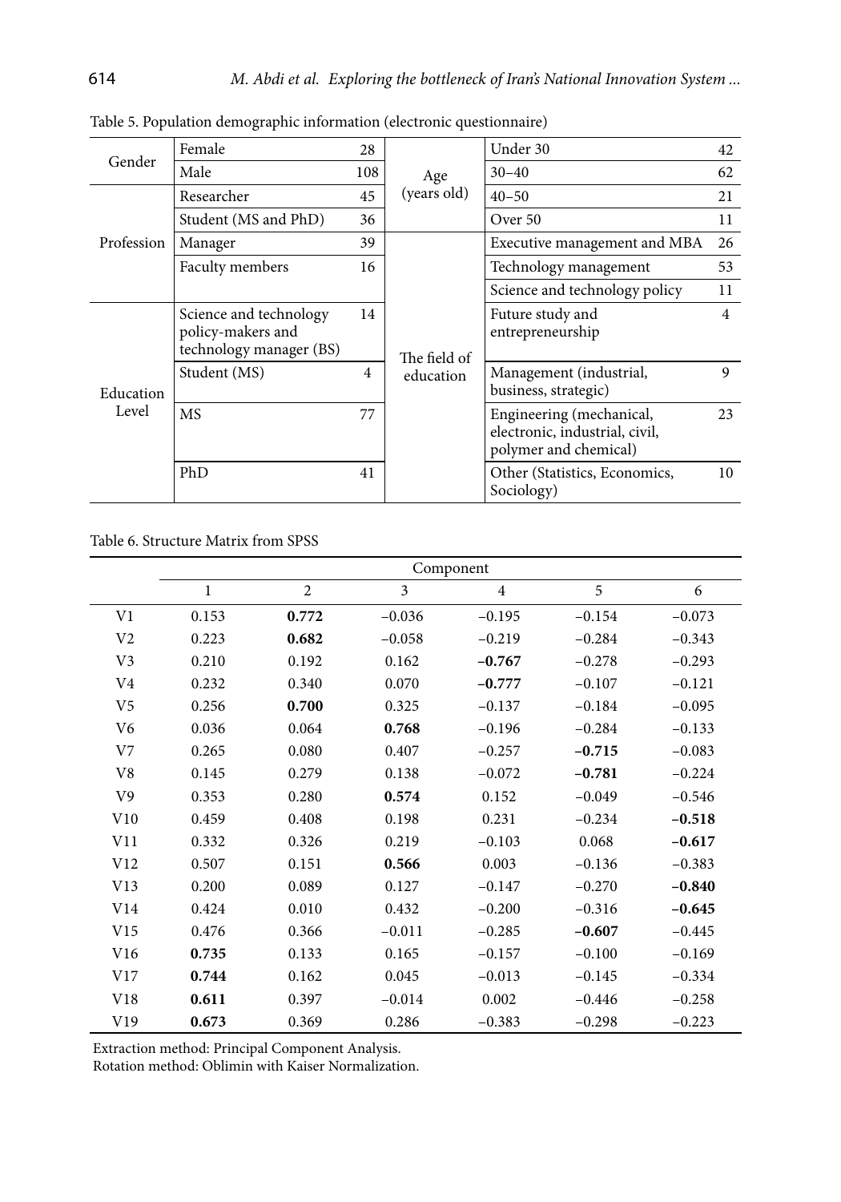Table 5. Population demographic information (electronic questionnaire)

| | | | | | |
|---|---|---|---|---|---|
| Gender | Female | 28 | Age (years old) | Under 30 | 42 |
| | Male | 108 | | 30–40 | 62 |
| Profession | Researcher | 45 | | 40–50 | 21 |
| | Student (MS and PhD) | 36 | | Over 50 | 11 |
| | Manager | 39 | The field of education | Executive management and MBA | 26 |
| | Faculty members | 16 | | Technology management | 53 |
| | | | | Science and technology policy | 11 |
| Education Level | Science and technology policy-makers and technology manager (BS) | 14 | | Future study and entrepreneurship | 4 |
| | Student (MS) | 4 | | Management (industrial, business, strategic) | 9 |
| | MS | 77 | | Engineering (mechanical, electronic, industrial, civil, polymer and chemical) | 23 |
| | PhD | 41 | | Other (Statistics, Economics, Sociology) | 10 |

Table 6. Structure Matrix from SPSS

| | Component | | | | | |
|---|---|---|---|---|---|---|
| | 1 | 2 | 3 | 4 | 5 | 6 |
| V1 | 0.153 | **0.772** | −0.036 | −0.195 | −0.154 | −0.073 |
| V2 | 0.223 | **0.682** | −0.058 | −0.219 | −0.284 | −0.343 |
| V3 | 0.210 | 0.192 | 0.162 | **−0.767** | −0.278 | −0.293 |
| V4 | 0.232 | 0.340 | 0.070 | **−0.777** | −0.107 | −0.121 |
| V5 | 0.256 | **0.700** | 0.325 | −0.137 | −0.184 | −0.095 |
| V6 | 0.036 | 0.064 | **0.768** | −0.196 | −0.284 | −0.133 |
| V7 | 0.265 | 0.080 | 0.407 | −0.257 | **−0.715** | −0.083 |
| V8 | 0.145 | 0.279 | 0.138 | −0.072 | **−0.781** | −0.224 |
| V9 | 0.353 | 0.280 | **0.574** | 0.152 | −0.049 | −0.546 |
| V10 | 0.459 | 0.408 | 0.198 | 0.231 | −0.234 | **−0.518** |
| V11 | 0.332 | 0.326 | 0.219 | −0.103 | 0.068 | **−0.617** |
| V12 | 0.507 | 0.151 | **0.566** | 0.003 | −0.136 | −0.383 |
| V13 | 0.200 | 0.089 | 0.127 | −0.147 | −0.270 | **−0.840** |
| V14 | 0.424 | 0.010 | 0.432 | −0.200 | −0.316 | **−0.645** |
| V15 | 0.476 | 0.366 | −0.011 | −0.285 | **−0.607** | −0.445 |
| V16 | **0.735** | 0.133 | 0.165 | −0.157 | −0.100 | −0.169 |
| V17 | **0.744** | 0.162 | 0.045 | −0.013 | −0.145 | −0.334 |
| V18 | **0.611** | 0.397 | −0.014 | 0.002 | −0.446 | −0.258 |
| V19 | **0.673** | 0.369 | 0.286 | −0.383 | −0.298 | −0.223 |

Extraction method: Principal Component Analysis.
Rotation method: Oblimin with Kaiser Normalization.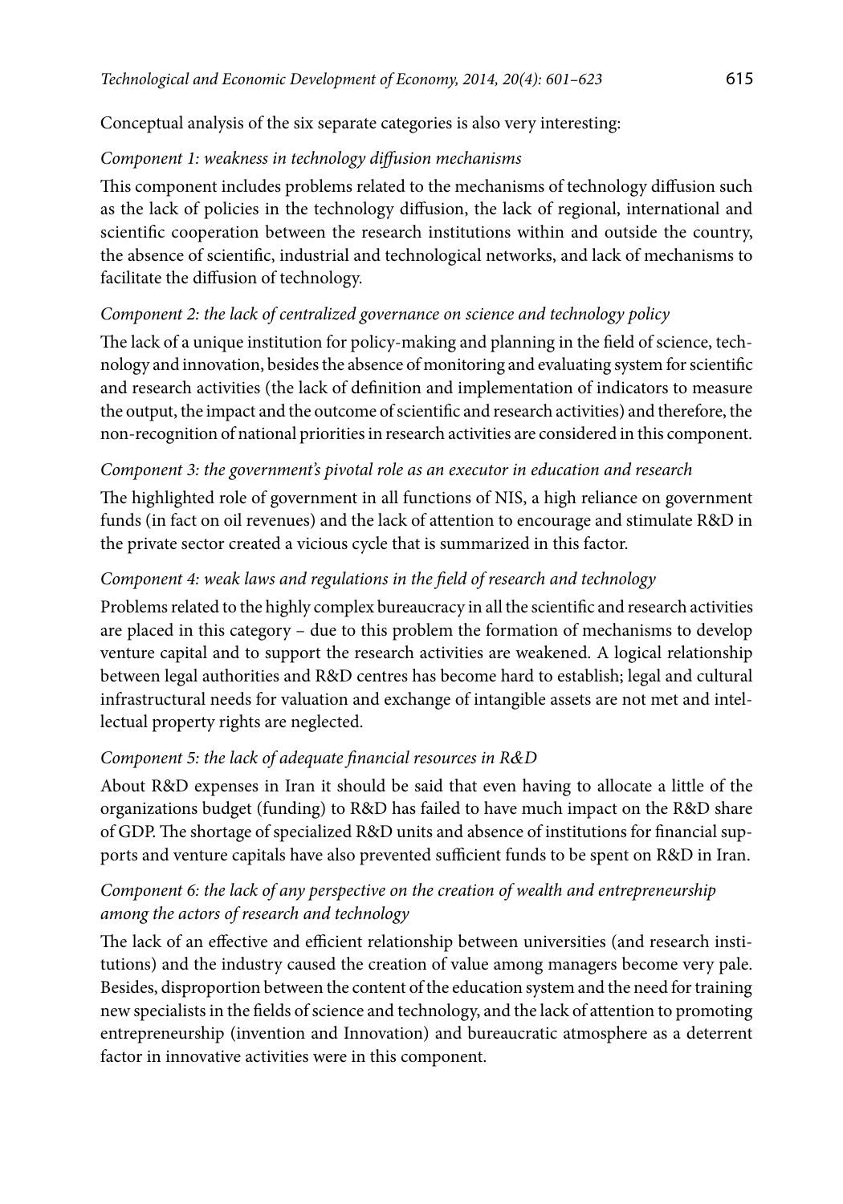Conceptual analysis of the six separate categories is also very interesting:

*Component 1: weakness in technology diffusion mechanisms*

This component includes problems related to the mechanisms of technology diffusion such as the lack of policies in the technology diffusion, the lack of regional, international and scientific cooperation between the research institutions within and outside the country, the absence of scientific, industrial and technological networks, and lack of mechanisms to facilitate the diffusion of technology.

*Component 2: the lack of centralized governance on science and technology policy*

The lack of a unique institution for policy-making and planning in the field of science, technology and innovation, besides the absence of monitoring and evaluating system for scientific and research activities (the lack of definition and implementation of indicators to measure the output, the impact and the outcome of scientific and research activities) and therefore, the non-recognition of national priorities in research activities are considered in this component.

*Component 3: the government's pivotal role as an executor in education and research*

The highlighted role of government in all functions of NIS, a high reliance on government funds (in fact on oil revenues) and the lack of attention to encourage and stimulate R&D in the private sector created a vicious cycle that is summarized in this factor.

*Component 4: weak laws and regulations in the field of research and technology*

Problems related to the highly complex bureaucracy in all the scientific and research activities are placed in this category – due to this problem the formation of mechanisms to develop venture capital and to support the research activities are weakened. A logical relationship between legal authorities and R&D centres has become hard to establish; legal and cultural infrastructural needs for valuation and exchange of intangible assets are not met and intellectual property rights are neglected.

*Component 5: the lack of adequate financial resources in R&D*

About R&D expenses in Iran it should be said that even having to allocate a little of the organizations budget (funding) to R&D has failed to have much impact on the R&D share of GDP. The shortage of specialized R&D units and absence of institutions for financial supports and venture capitals have also prevented sufficient funds to be spent on R&D in Iran.

*Component 6: the lack of any perspective on the creation of wealth and entrepreneurship among the actors of research and technology*

The lack of an effective and efficient relationship between universities (and research institutions) and the industry caused the creation of value among managers become very pale. Besides, disproportion between the content of the education system and the need for training new specialists in the fields of science and technology, and the lack of attention to promoting entrepreneurship (invention and Innovation) and bureaucratic atmosphere as a deterrent factor in innovative activities were in this component.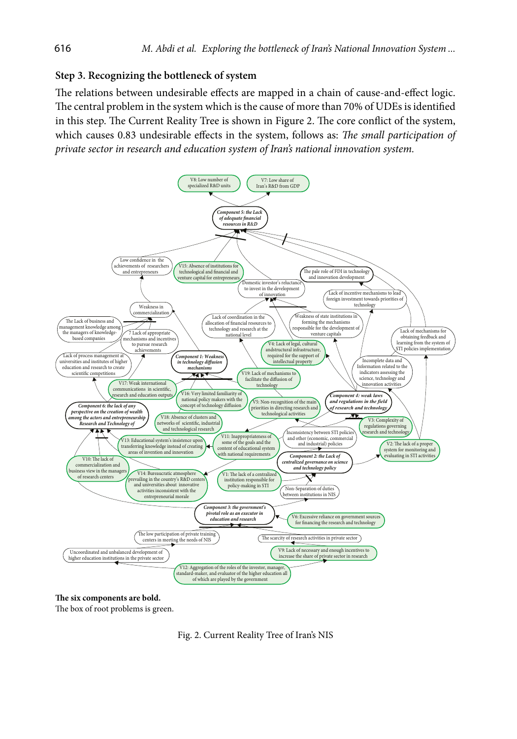### Step 3. Recognizing the bottleneck of system

The relations between undesirable effects are mapped in a chain of cause-and-effect logic. The central problem in the system which is the cause of more than 70% of UDEs is identified in this step. The Current Reality Tree is shown in Figure 2. The core conflict of the system, which causes 0.83 undesirable effects in the system, follows as: *The small participation of private sector in research and education system of Iran's national innovation system.*

**The six components are bold.**
The box of root problems is green.

Fig. 2. Current Reality Tree of Iran's NIS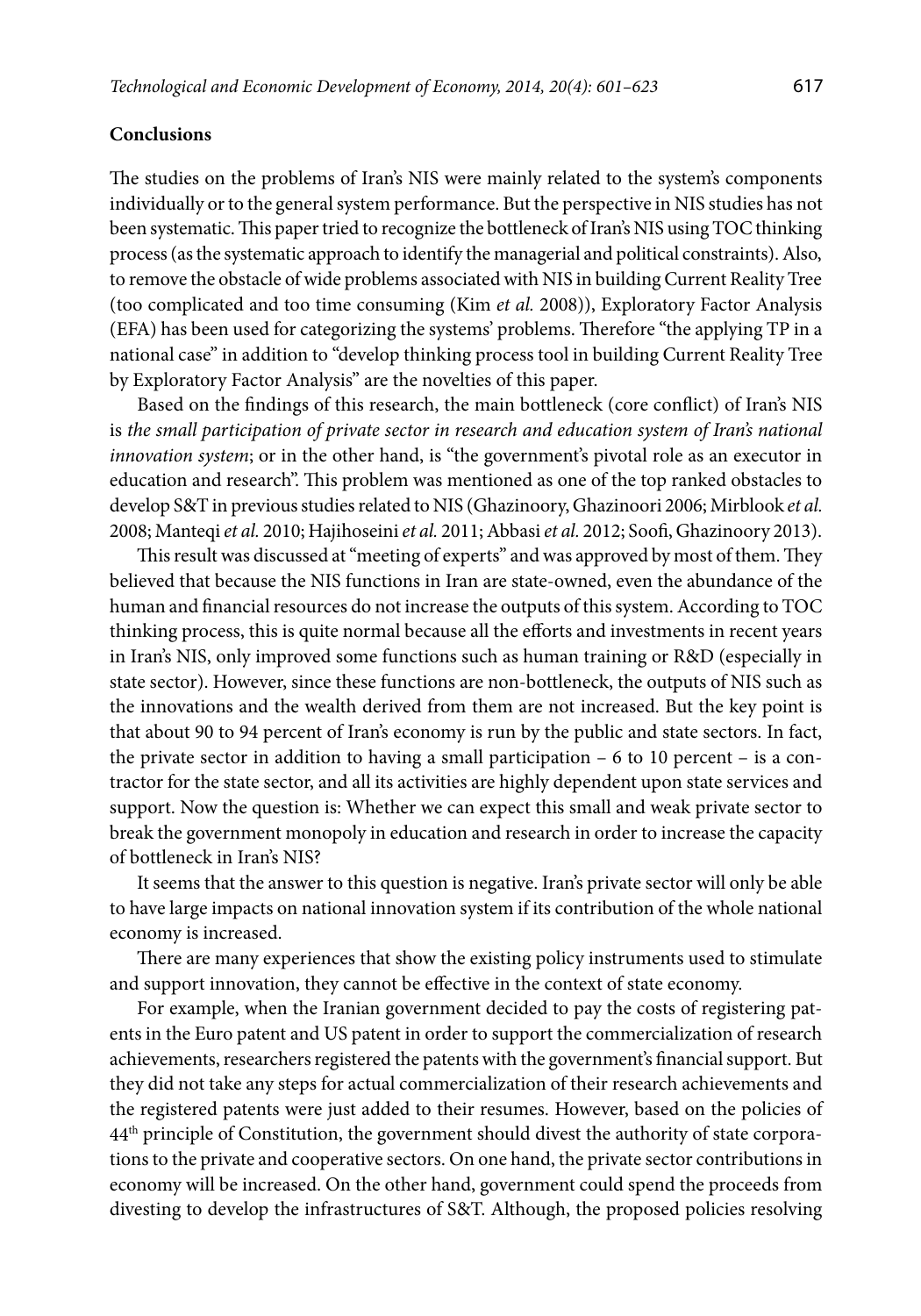**Conclusions**

The studies on the problems of Iran's NIS were mainly related to the system's components individually or to the general system performance. But the perspective in NIS studies has not been systematic. This paper tried to recognize the bottleneck of Iran's NIS using TOC thinking process (as the systematic approach to identify the managerial and political constraints). Also, to remove the obstacle of wide problems associated with NIS in building Current Reality Tree (too complicated and too time consuming (Kim *et al.* 2008)), Exploratory Factor Analysis (EFA) has been used for categorizing the systems' problems. Therefore "the applying TP in a national case" in addition to "develop thinking process tool in building Current Reality Tree by Exploratory Factor Analysis" are the novelties of this paper.

Based on the findings of this research, the main bottleneck (core conflict) of Iran's NIS is *the small participation of private sector in research and education system of Iran's national innovation system*; or in the other hand, is "the government's pivotal role as an executor in education and research". This problem was mentioned as one of the top ranked obstacles to develop S&T in previous studies related to NIS (Ghazinoory, Ghazinoori 2006; Mirblook *et al.* 2008; Manteqi *et al.* 2010; Hajihoseini *et al.* 2011; Abbasi *et al.* 2012; Soofi, Ghazinoory 2013).

This result was discussed at "meeting of experts" and was approved by most of them. They believed that because the NIS functions in Iran are state-owned, even the abundance of the human and financial resources do not increase the outputs of this system. According to TOC thinking process, this is quite normal because all the efforts and investments in recent years in Iran's NIS, only improved some functions such as human training or R&D (especially in state sector). However, since these functions are non-bottleneck, the outputs of NIS such as the innovations and the wealth derived from them are not increased. But the key point is that about 90 to 94 percent of Iran's economy is run by the public and state sectors. In fact, the private sector in addition to having a small participation – 6 to 10 percent – is a contractor for the state sector, and all its activities are highly dependent upon state services and support. Now the question is: Whether we can expect this small and weak private sector to break the government monopoly in education and research in order to increase the capacity of bottleneck in Iran's NIS?

It seems that the answer to this question is negative. Iran's private sector will only be able to have large impacts on national innovation system if its contribution of the whole national economy is increased.

There are many experiences that show the existing policy instruments used to stimulate and support innovation, they cannot be effective in the context of state economy.

For example, when the Iranian government decided to pay the costs of registering patents in the Euro patent and US patent in order to support the commercialization of research achievements, researchers registered the patents with the government's financial support. But they did not take any steps for actual commercialization of their research achievements and the registered patents were just added to their resumes. However, based on the policies of 44th principle of Constitution, the government should divest the authority of state corporations to the private and cooperative sectors. On one hand, the private sector contributions in economy will be increased. On the other hand, government could spend the proceeds from divesting to develop the infrastructures of S&T. Although, the proposed policies resolving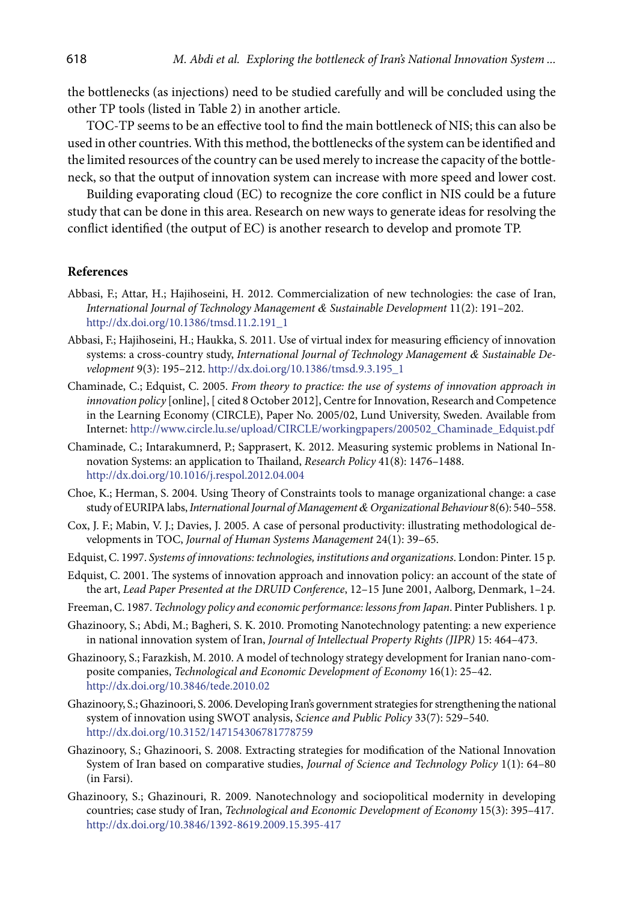the bottlenecks (as injections) need to be studied carefully and will be concluded using the other TP tools (listed in Table 2) in another article.

TOC-TP seems to be an effective tool to find the main bottleneck of NIS; this can also be used in other countries. With this method, the bottlenecks of the system can be identified and the limited resources of the country can be used merely to increase the capacity of the bottleneck, so that the output of innovation system can increase with more speed and lower cost.

Building evaporating cloud (EC) to recognize the core conflict in NIS could be a future study that can be done in this area. Research on new ways to generate ideas for resolving the conflict identified (the output of EC) is another research to develop and promote TP.

## References

Abbasi, F.; Attar, H.; Hajihoseini, H. 2012. Commercialization of new technologies: the case of Iran, *International Journal of Technology Management & Sustainable Development* 11(2): 191–202. http://dx.doi.org/10.1386/tmsd.11.2.191_1

Abbasi, F.; Hajihoseini, H.; Haukka, S. 2011. Use of virtual index for measuring efficiency of innovation systems: a cross-country study, *International Journal of Technology Management & Sustainable Development* 9(3): 195–212. http://dx.doi.org/10.1386/tmsd.9.3.195_1

Chaminade, C.; Edquist, C. 2005. *From theory to practice: the use of systems of innovation approach in innovation policy* [online], [ cited 8 October 2012], Centre for Innovation, Research and Competence in the Learning Economy (CIRCLE), Paper No. 2005/02, Lund University, Sweden. Available from Internet: http://www.circle.lu.se/upload/CIRCLE/workingpapers/200502_Chaminade_Edquist.pdf

Chaminade, C.; Intarakumnerd, P.; Sapprasert, K. 2012. Measuring systemic problems in National Innovation Systems: an application to Thailand, *Research Policy* 41(8): 1476–1488. http://dx.doi.org/10.1016/j.respol.2012.04.004

Choe, K.; Herman, S. 2004. Using Theory of Constraints tools to manage organizational change: a case study of EURIPA labs, *International Journal of Management & Organizational Behaviour* 8(6): 540–558.

Cox, J. F.; Mabin, V. J.; Davies, J. 2005. A case of personal productivity: illustrating methodological developments in TOC, *Journal of Human Systems Management* 24(1): 39–65.

Edquist, C. 1997. *Systems of innovations: technologies, institutions and organizations*. London: Pinter. 15 p.

Edquist, C. 2001. The systems of innovation approach and innovation policy: an account of the state of the art, *Lead Paper Presented at the DRUID Conference*, 12–15 June 2001, Aalborg, Denmark, 1–24.

Freeman, C. 1987. *Technology policy and economic performance: lessons from Japan*. Pinter Publishers. 1 p.

Ghazinoory, S.; Abdi, M.; Bagheri, S. K. 2010. Promoting Nanotechnology patenting: a new experience in national innovation system of Iran, *Journal of Intellectual Property Rights (JIPR)* 15: 464–473.

Ghazinoory, S.; Farazkish, M. 2010. A model of technology strategy development for Iranian nano-composite companies, *Technological and Economic Development of Economy* 16(1): 25–42. http://dx.doi.org/10.3846/tede.2010.02

Ghazinoory, S.; Ghazinoori, S. 2006. Developing Iran's government strategies for strengthening the national system of innovation using SWOT analysis, *Science and Public Policy* 33(7): 529–540. http://dx.doi.org/10.3152/147154306781778759

Ghazinoory, S.; Ghazinoori, S. 2008. Extracting strategies for modification of the National Innovation System of Iran based on comparative studies, *Journal of Science and Technology Policy* 1(1): 64–80 (in Farsi).

Ghazinoory, S.; Ghazinouri, R. 2009. Nanotechnology and sociopolitical modernity in developing countries; case study of Iran, *Technological and Economic Development of Economy* 15(3): 395–417. http://dx.doi.org/10.3846/1392-8619.2009.15.395-417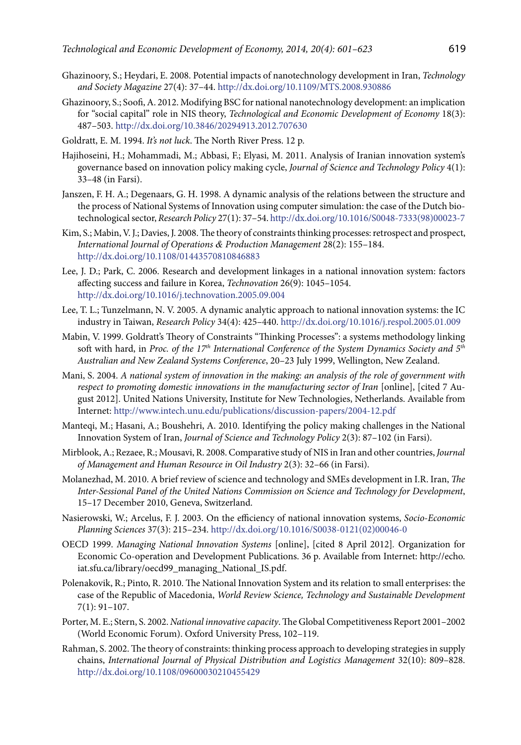Ghazinoory, S.; Heydari, E. 2008. Potential impacts of nanotechnology development in Iran, *Technology and Society Magazine* 27(4): 37–44. http://dx.doi.org/10.1109/MTS.2008.930886

Ghazinoory, S.; Soofi, A. 2012. Modifying BSC for national nanotechnology development: an implication for "social capital" role in NIS theory, *Technological and Economic Development of Economy* 18(3): 487–503. http://dx.doi.org/10.3846/20294913.2012.707630

Goldratt, E. M. 1994. *It's not luck*. The North River Press. 12 p.

Hajihoseini, H.; Mohammadi, M.; Abbasi, F.; Elyasi, M. 2011. Analysis of Iranian innovation system's governance based on innovation policy making cycle, *Journal of Science and Technology Policy* 4(1): 33–48 (in Farsi).

Janszen, F. H. A.; Degenaars, G. H. 1998. A dynamic analysis of the relations between the structure and the process of National Systems of Innovation using computer simulation: the case of the Dutch biotechnological sector, *Research Policy* 27(1): 37–54. http://dx.doi.org/10.1016/S0048-7333(98)00023-7

Kim, S.; Mabin, V. J.; Davies, J. 2008. The theory of constraints thinking processes: retrospect and prospect, *International Journal of Operations & Production Management* 28(2): 155–184. http://dx.doi.org/10.1108/01443570810846883

Lee, J. D.; Park, C. 2006. Research and development linkages in a national innovation system: factors affecting success and failure in Korea, *Technovation* 26(9): 1045–1054. http://dx.doi.org/10.1016/j.technovation.2005.09.004

Lee, T. L.; Tunzelmann, N. V. 2005. A dynamic analytic approach to national innovation systems: the IC industry in Taiwan, *Research Policy* 34(4): 425–440. http://dx.doi.org/10.1016/j.respol.2005.01.009

Mabin, V. 1999. Goldratt's Theory of Constraints "Thinking Processes": a systems methodology linking soft with hard, in *Proc. of the 17th International Conference of the System Dynamics Society and 5th Australian and New Zealand Systems Conference*, 20–23 July 1999, Wellington, New Zealand.

Mani, S. 2004. *A national system of innovation in the making: an analysis of the role of government with respect to promoting domestic innovations in the manufacturing sector of Iran* [online], [cited 7 August 2012]. United Nations University, Institute for New Technologies, Netherlands. Available from Internet: http://www.intech.unu.edu/publications/discussion-papers/2004-12.pdf

Manteqi, M.; Hasani, A.; Boushehri, A. 2010. Identifying the policy making challenges in the National Innovation System of Iran, *Journal of Science and Technology Policy* 2(3): 87–102 (in Farsi).

Mirblook, A.; Rezaee, R.; Mousavi, R. 2008. Comparative study of NIS in Iran and other countries, *Journal of Management and Human Resource in Oil Industry* 2(3): 32–66 (in Farsi).

Molanezhad, M. 2010. A brief review of science and technology and SMEs development in I.R. Iran, *The Inter-Sessional Panel of the United Nations Commission on Science and Technology for Development*, 15–17 December 2010, Geneva, Switzerland.

Nasierowski, W.; Arcelus, F. J. 2003. On the efficiency of national innovation systems, *Socio-Economic Planning Sciences* 37(3): 215–234. http://dx.doi.org/10.1016/S0038-0121(02)00046-0

OECD 1999. *Managing National Innovation Systems* [online], [cited 8 April 2012]. Organization for Economic Co-operation and Development Publications. 36 p. Available from Internet: http://echo.iat.sfu.ca/library/oecd99_managing_National_IS.pdf.

Polenakovik, R.; Pinto, R. 2010. The National Innovation System and its relation to small enterprises: the case of the Republic of Macedonia, *World Review Science, Technology and Sustainable Development* 7(1): 91–107.

Porter, M. E.; Stern, S. 2002. *National innovative capacity*. The Global Competitiveness Report 2001–2002 (World Economic Forum). Oxford University Press, 102–119.

Rahman, S. 2002. The theory of constraints: thinking process approach to developing strategies in supply chains, *International Journal of Physical Distribution and Logistics Management* 32(10): 809–828. http://dx.doi.org/10.1108/09600030210455429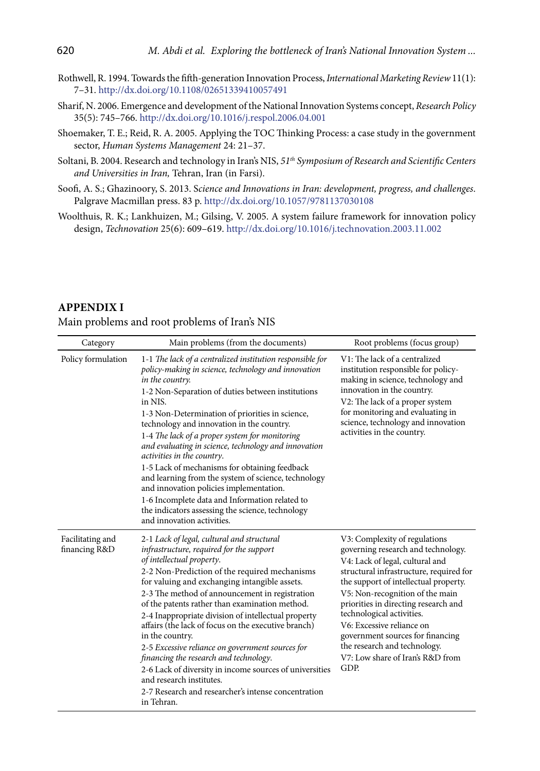Rothwell, R. 1994. Towards the fifth-generation Innovation Process, *International Marketing Review* 11(1): 7–31. http://dx.doi.org/10.1108/02651339410057491

Sharif, N. 2006. Emergence and development of the National Innovation Systems concept, *Research Policy* 35(5): 745–766. http://dx.doi.org/10.1016/j.respol.2006.04.001

Shoemaker, T. E.; Reid, R. A. 2005. Applying the TOC Thinking Process: a case study in the government sector, *Human Systems Management* 24: 21–37.

Soltani, B. 2004. Research and technology in Iran's NIS, *51th Symposium of Research and Scientific Centers and Universities in Iran,* Tehran, Iran (in Farsi).

Soofi, A. S.; Ghazinoory, S. 2013. S*cience and Innovations in Iran: development, progress, and challenges*. Palgrave Macmillan press. 83 p. http://dx.doi.org/10.1057/9781137030108

Woolthuis, R. K.; Lankhuizen, M.; Gilsing, V. 2005. A system failure framework for innovation policy design, *Technovation* 25(6): 609–619. http://dx.doi.org/10.1016/j.technovation.2003.11.002

## APPENDIX I

Main problems and root problems of Iran's NIS

| Category | Main problems (from the documents) | Root problems (focus group) |
|---|---|---|
| Policy formulation | 1-1 *The lack of a centralized institution responsible for policy-making in science, technology and innovation in the country.*<br>1-2 Non-Separation of duties between institutions in NIS.<br>1-3 Non-Determination of priorities in science, technology and innovation in the country.<br>1-4 *The lack of a proper system for monitoring and evaluating in science, technology and innovation activities in the country*.<br>1-5 Lack of mechanisms for obtaining feedback and learning from the system of science, technology and innovation policies implementation.<br>1-6 Incomplete data and Information related to the indicators assessing the science, technology and innovation activities. | V1: The lack of a centralized institution responsible for policy-making in science, technology and innovation in the country.<br>V2: The lack of a proper system for monitoring and evaluating in science, technology and innovation activities in the country. |
| Facilitating and financing R&D | 2-1 *Lack of legal, cultural and structural infrastructure, required for the support of intellectual property*.<br>2-2 Non-Prediction of the required mechanisms for valuing and exchanging intangible assets.<br>2-3 The method of announcement in registration of the patents rather than examination method.<br>2-4 Inappropriate division of intellectual property affairs (the lack of focus on the executive branch) in the country.<br>2-5 *Excessive reliance on government sources for financing the research and technology*.<br>2-6 Lack of diversity in income sources of universities and research institutes.<br>2-7 Research and researcher's intense concentration in Tehran. | V3: Complexity of regulations governing research and technology.<br>V4: Lack of legal, cultural and structural infrastructure, required for the support of intellectual property.<br>V5: Non-recognition of the main priorities in directing research and technological activities.<br>V6: Excessive reliance on government sources for financing the research and technology.<br>V7: Low share of Iran's R&D from GDP. |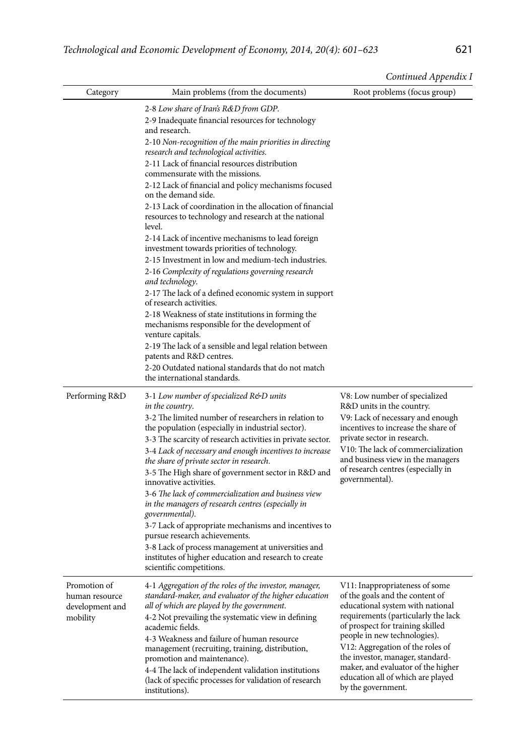*Continued Appendix I*

| Category | Main problems (from the documents) | Root problems (focus group) |
|---|---|---|
| | 2-8 *Low share of Iran's R&D from GDP.*<br>2-9 Inadequate financial resources for technology and research.<br>2-10 *Non-recognition of the main priorities in directing research and technological activities.*<br>2-11 Lack of financial resources distribution commensurate with the missions.<br>2-12 Lack of financial and policy mechanisms focused on the demand side.<br>2-13 Lack of coordination in the allocation of financial resources to technology and research at the national level.<br>2-14 Lack of incentive mechanisms to lead foreign investment towards priorities of technology.<br>2-15 Investment in low and medium-tech industries.<br>2-16 *Complexity of regulations governing research and technology.*<br>2-17 The lack of a defined economic system in support of research activities.<br>2-18 Weakness of state institutions in forming the mechanisms responsible for the development of venture capitals.<br>2-19 The lack of a sensible and legal relation between patents and R&D centres.<br>2-20 Outdated national standards that do not match the international standards. | |
| Performing R&D | 3-1 *Low number of specialized R&D units in the country.*<br>3-2 The limited number of researchers in relation to the population (especially in industrial sector).<br>3-3 The scarcity of research activities in private sector.<br>3-4 *Lack of necessary and enough incentives to increase the share of private sector in research.*<br>3-5 The High share of government sector in R&D and innovative activities.<br>3-6 *The lack of commercialization and business view in the managers of research centres (especially in governmental).*<br>3-7 Lack of appropriate mechanisms and incentives to pursue research achievements.<br>3-8 Lack of process management at universities and institutes of higher education and research to create scientific competitions. | V8: Low number of specialized R&D units in the country.<br>V9: Lack of necessary and enough incentives to increase the share of private sector in research.<br>V10: The lack of commercialization and business view in the managers of research centres (especially in governmental). |
| Promotion of human resource development and mobility | 4-1 *Aggregation of the roles of the investor, manager, standard-maker, and evaluator of the higher education all of which are played by the government.*<br>4-2 Not prevailing the systematic view in defining academic fields.<br>4-3 Weakness and failure of human resource management (recruiting, training, distribution, promotion and maintenance).<br>4-4 The lack of independent validation institutions (lack of specific processes for validation of research institutions). | V11: Inappropriateness of some of the goals and the content of educational system with national requirements (particularly the lack of prospect for training skilled people in new technologies).<br>V12: Aggregation of the roles of the investor, manager, standard-maker, and evaluator of the higher education all of which are played by the government. |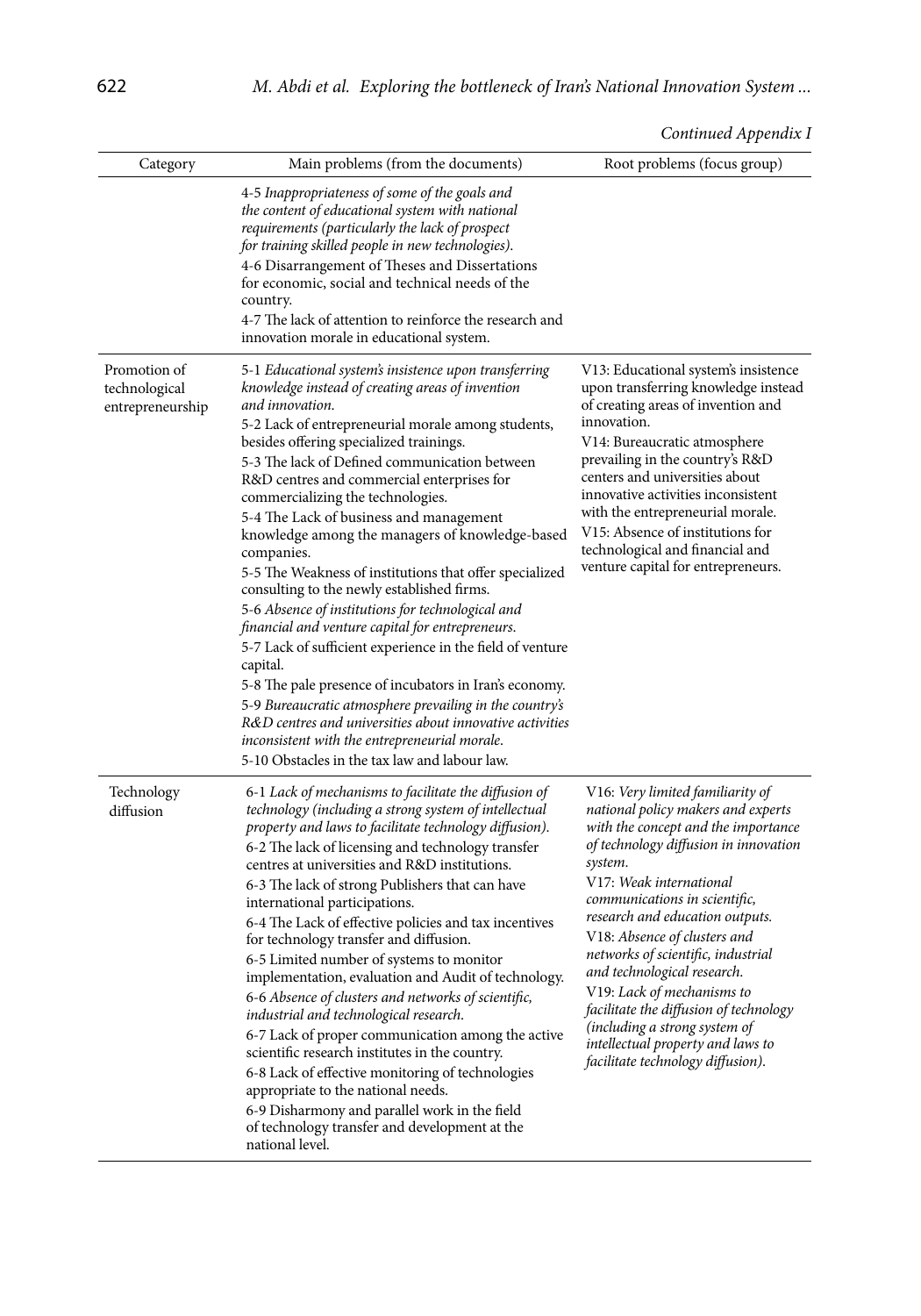*Continued Appendix I*

| Category | Main problems (from the documents) | Root problems (focus group) |
|---|---|---|
| | *4-5 Inappropriateness of some of the goals and the content of educational system with national requirements (particularly the lack of prospect for training skilled people in new technologies).*<br>4-6 Disarrangement of Theses and Dissertations for economic, social and technical needs of the country.<br>4-7 The lack of attention to reinforce the research and innovation morale in educational system. | |
| Promotion of technological entrepreneurship | *5-1 Educational system's insistence upon transferring knowledge instead of creating areas of invention and innovation.*<br>5-2 Lack of entrepreneurial morale among students, besides offering specialized trainings.<br>5-3 The lack of Defined communication between R&D centres and commercial enterprises for commercializing the technologies.<br>5-4 The Lack of business and management knowledge among the managers of knowledge-based companies.<br>5-5 The Weakness of institutions that offer specialized consulting to the newly established firms.<br>*5-6 Absence of institutions for technological and financial and venture capital for entrepreneurs.*<br>5-7 Lack of sufficient experience in the field of venture capital.<br>5-8 The pale presence of incubators in Iran's economy.<br>*5-9 Bureaucratic atmosphere prevailing in the country's R&D centres and universities about innovative activities inconsistent with the entrepreneurial morale.*<br>5-10 Obstacles in the tax law and labour law. | V13: Educational system's insistence upon transferring knowledge instead of creating areas of invention and innovation.<br>V14: Bureaucratic atmosphere prevailing in the country's R&D centers and universities about innovative activities inconsistent with the entrepreneurial morale.<br>V15: Absence of institutions for technological and financial and venture capital for entrepreneurs. |
| Technology diffusion | *6-1 Lack of mechanisms to facilitate the diffusion of technology (including a strong system of intellectual property and laws to facilitate technology diffusion).*<br>6-2 The lack of licensing and technology transfer centres at universities and R&D institutions.<br>6-3 The lack of strong Publishers that can have international participations.<br>6-4 The Lack of effective policies and tax incentives for technology transfer and diffusion.<br>6-5 Limited number of systems to monitor implementation, evaluation and Audit of technology.<br>*6-6 Absence of clusters and networks of scientific, industrial and technological research.*<br>6-7 Lack of proper communication among the active scientific research institutes in the country.<br>6-8 Lack of effective monitoring of technologies appropriate to the national needs.<br>6-9 Disharmony and parallel work in the field of technology transfer and development at the national level. | V16: *Very limited familiarity of national policy makers and experts with the concept and the importance of technology diffusion in innovation system.*<br>V17: *Weak international communications in scientific, research and education outputs.*<br>V18: *Absence of clusters and networks of scientific, industrial and technological research.*<br>V19: *Lack of mechanisms to facilitate the diffusion of technology (including a strong system of intellectual property and laws to facilitate technology diffusion).* |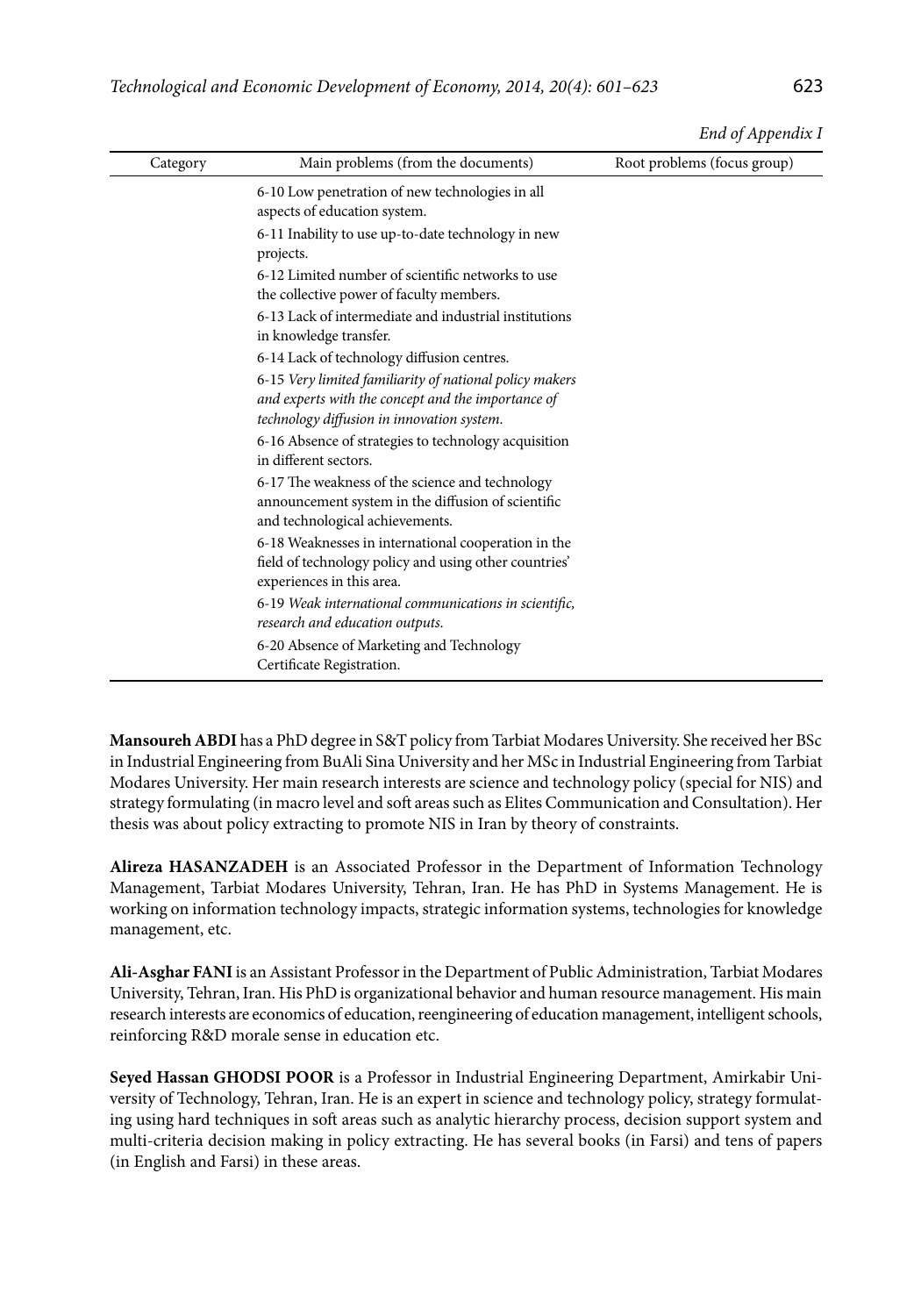*End of Appendix I*

| Category | Main problems (from the documents) | Root problems (focus group) |
| --- | --- | --- |
| | 6-10 Low penetration of new technologies in all aspects of education system. | |
| | 6-11 Inability to use up-to-date technology in new projects. | |
| | 6-12 Limited number of scientific networks to use the collective power of faculty members. | |
| | 6-13 Lack of intermediate and industrial institutions in knowledge transfer. | |
| | 6-14 Lack of technology diffusion centres. | |
| | 6-15 *Very limited familiarity of national policy makers and experts with the concept and the importance of technology diffusion in innovation system.* | |
| | 6-16 Absence of strategies to technology acquisition in different sectors. | |
| | 6-17 The weakness of the science and technology announcement system in the diffusion of scientific and technological achievements. | |
| | 6-18 Weaknesses in international cooperation in the field of technology policy and using other countries' experiences in this area. | |
| | 6-19 *Weak international communications in scientific, research and education outputs.* | |
| | 6-20 Absence of Marketing and Technology Certificate Registration. | |

**Mansoureh ABDI** has a PhD degree in S&T policy from Tarbiat Modares University. She received her BSc in Industrial Engineering from BuAli Sina University and her MSc in Industrial Engineering from Tarbiat Modares University. Her main research interests are science and technology policy (special for NIS) and strategy formulating (in macro level and soft areas such as Elites Communication and Consultation). Her thesis was about policy extracting to promote NIS in Iran by theory of constraints.

**Alireza HASANZADEH** is an Associated Professor in the Department of Information Technology Management, Tarbiat Modares University, Tehran, Iran. He has PhD in Systems Management. He is working on information technology impacts, strategic information systems, technologies for knowledge management, etc.

**Ali-Asghar FANI** is an Assistant Professor in the Department of Public Administration, Tarbiat Modares University, Tehran, Iran. His PhD is organizational behavior and human resource management. His main research interests are economics of education, reengineering of education management, intelligent schools, reinforcing R&D morale sense in education etc.

**Seyed Hassan GHODSI POOR** is a Professor in Industrial Engineering Department, Amirkabir University of Technology, Tehran, Iran. He is an expert in science and technology policy, strategy formulating using hard techniques in soft areas such as analytic hierarchy process, decision support system and multi-criteria decision making in policy extracting. He has several books (in Farsi) and tens of papers (in English and Farsi) in these areas.